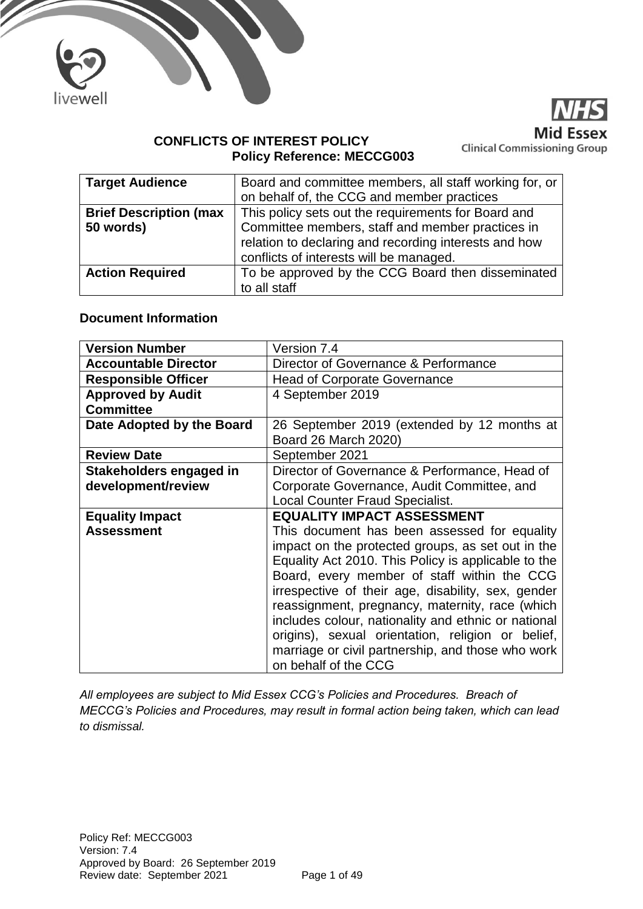# CONFLICTS OF INTEREST POLICY

**Policy Reference: MECCG003**

| **Target Audience** | Board and committee members, all staff working for, or on behalf of, the CCG and member practices |
| --- | --- |
| **Brief Description (max 50 words)** | This policy sets out the requirements for Board and Committee members, staff and member practices in relation to declaring and recording interests and how conflicts of interests will be managed. |
| **Action Required** | To be approved by the CCG Board then disseminated to all staff |

**Document Information**

| **Version Number** | Version 7.4 |
| --- | --- |
| **Accountable Director** | Director of Governance & Performance |
| **Responsible Officer** | Head of Corporate Governance |
| **Approved by Audit Committee** | 4 September 2019 |
| **Date Adopted by the Board** | 26 September 2019 (extended by 12 months at Board 26 March 2020) |
| **Review Date** | September 2021 |
| **Stakeholders engaged in development/review** | Director of Governance & Performance, Head of Corporate Governance, Audit Committee, and Local Counter Fraud Specialist. |
| **Equality Impact Assessment** | **EQUALITY IMPACT ASSESSMENT** This document has been assessed for equality impact on the protected groups, as set out in the Equality Act 2010. This Policy is applicable to the Board, every member of staff within the CCG irrespective of their age, disability, sex, gender reassignment, pregnancy, maternity, race (which includes colour, nationality and ethnic or national origins), sexual orientation, religion or belief, marriage or civil partnership, and those who work on behalf of the CCG |

*All employees are subject to Mid Essex CCG's Policies and Procedures. Breach of MECCG's Policies and Procedures, may result in formal action being taken, which can lead to dismissal.*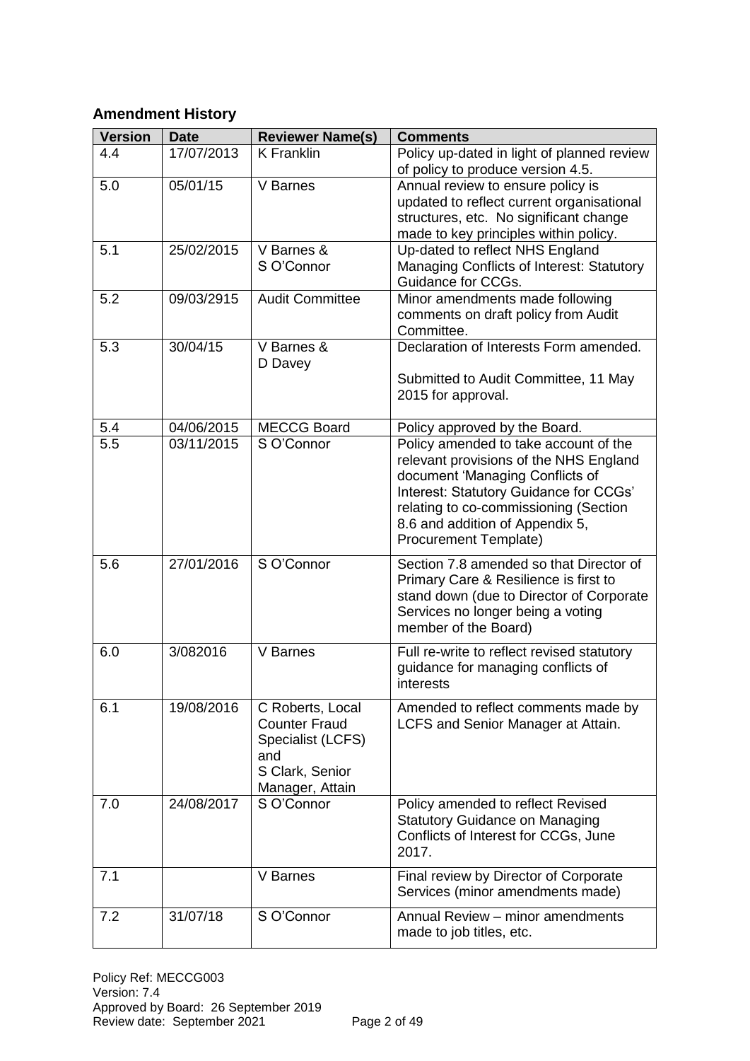## Amendment History

| Version | Date | Reviewer Name(s) | Comments |
|---|---|---|---|
| 4.4 | 17/07/2013 | K Franklin | Policy up-dated in light of planned review of policy to produce version 4.5. |
| 5.0 | 05/01/15 | V Barnes | Annual review to ensure policy is updated to reflect current organisational structures, etc. No significant change made to key principles within policy. |
| 5.1 | 25/02/2015 | V Barnes & S O'Connor | Up-dated to reflect NHS England Managing Conflicts of Interest: Statutory Guidance for CCGs. |
| 5.2 | 09/03/2915 | Audit Committee | Minor amendments made following comments on draft policy from Audit Committee. |
| 5.3 | 30/04/15 | V Barnes & D Davey | Declaration of Interests Form amended. Submitted to Audit Committee, 11 May 2015 for approval. |
| 5.4 | 04/06/2015 | MECCG Board | Policy approved by the Board. |
| 5.5 | 03/11/2015 | S O'Connor | Policy amended to take account of the relevant provisions of the NHS England document 'Managing Conflicts of Interest: Statutory Guidance for CCGs' relating to co-commissioning (Section 8.6 and addition of Appendix 5, Procurement Template) |
| 5.6 | 27/01/2016 | S O'Connor | Section 7.8 amended so that Director of Primary Care & Resilience is first to stand down (due to Director of Corporate Services no longer being a voting member of the Board) |
| 6.0 | 3/082016 | V Barnes | Full re-write to reflect revised statutory guidance for managing conflicts of interests |
| 6.1 | 19/08/2016 | C Roberts, Local Counter Fraud Specialist (LCFS) and S Clark, Senior Manager, Attain | Amended to reflect comments made by LCFS and Senior Manager at Attain. |
| 7.0 | 24/08/2017 | S O'Connor | Policy amended to reflect Revised Statutory Guidance on Managing Conflicts of Interest for CCGs, June 2017. |
| 7.1 | | V Barnes | Final review by Director of Corporate Services (minor amendments made) |
| 7.2 | 31/07/18 | S O'Connor | Annual Review – minor amendments made to job titles, etc. |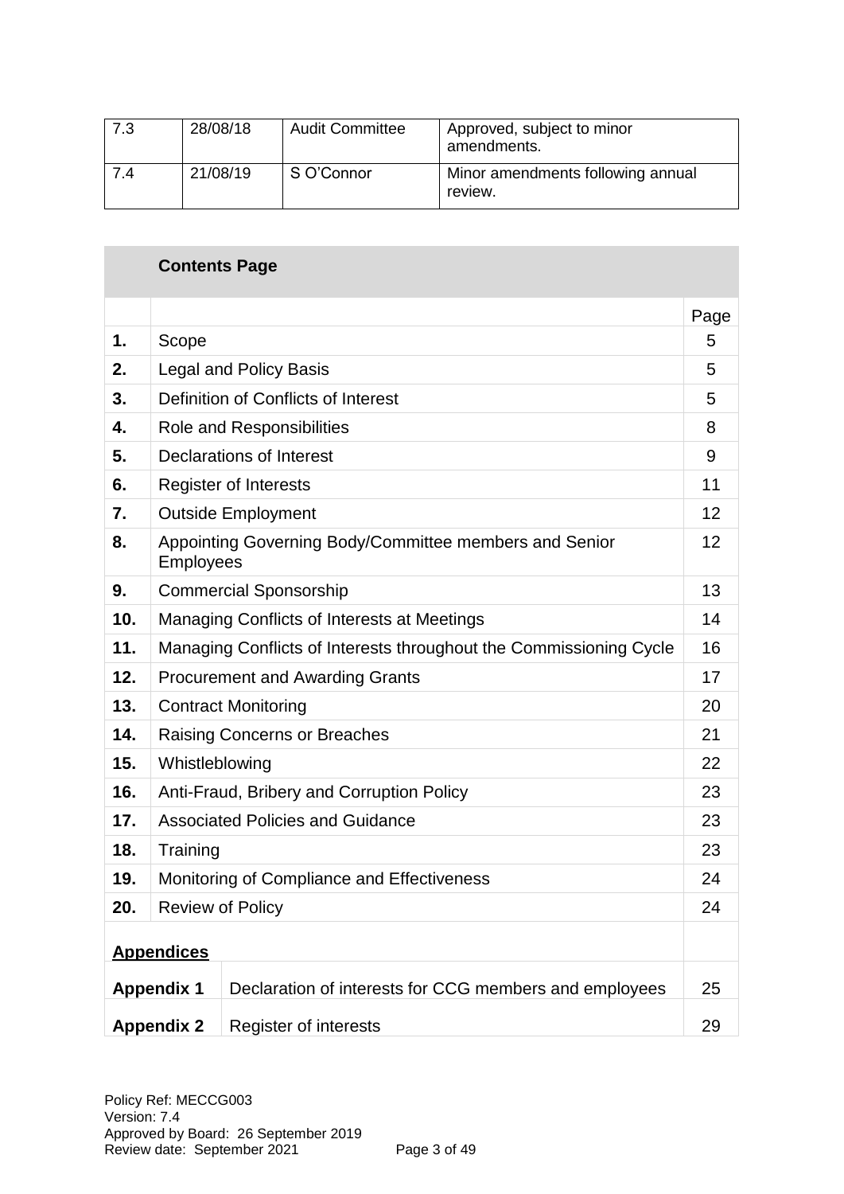| 7.3 | 28/08/18 | Audit Committee | Approved, subject to minor amendments. |
|---|---|---|---|
| 7.4 | 21/08/19 | S O'Connor | Minor amendments following annual review. |

| | **Contents Page** | |
|---|---|---|
| | | Page |
| **1.** | Scope | 5 |
| **2.** | Legal and Policy Basis | 5 |
| **3.** | Definition of Conflicts of Interest | 5 |
| **4.** | Role and Responsibilities | 8 |
| **5.** | Declarations of Interest | 9 |
| **6.** | Register of Interests | 11 |
| **7.** | Outside Employment | 12 |
| **8.** | Appointing Governing Body/Committee members and Senior Employees | 12 |
| **9.** | Commercial Sponsorship | 13 |
| **10.** | Managing Conflicts of Interests at Meetings | 14 |
| **11.** | Managing Conflicts of Interests throughout the Commissioning Cycle | 16 |
| **12.** | Procurement and Awarding Grants | 17 |
| **13.** | Contract Monitoring | 20 |
| **14.** | Raising Concerns or Breaches | 21 |
| **15.** | Whistleblowing | 22 |
| **16.** | Anti-Fraud, Bribery and Corruption Policy | 23 |
| **17.** | Associated Policies and Guidance | 23 |
| **18.** | Training | 23 |
| **19.** | Monitoring of Compliance and Effectiveness | 24 |
| **20.** | Review of Policy | 24 |
| **Appendices** | | |
| **Appendix 1** | Declaration of interests for CCG members and employees | 25 |
| **Appendix 2** | Register of interests | 29 |

Policy Ref: MECCG003
Version: 7.4
Approved by Board: 26 September 2019
Review date: September 2021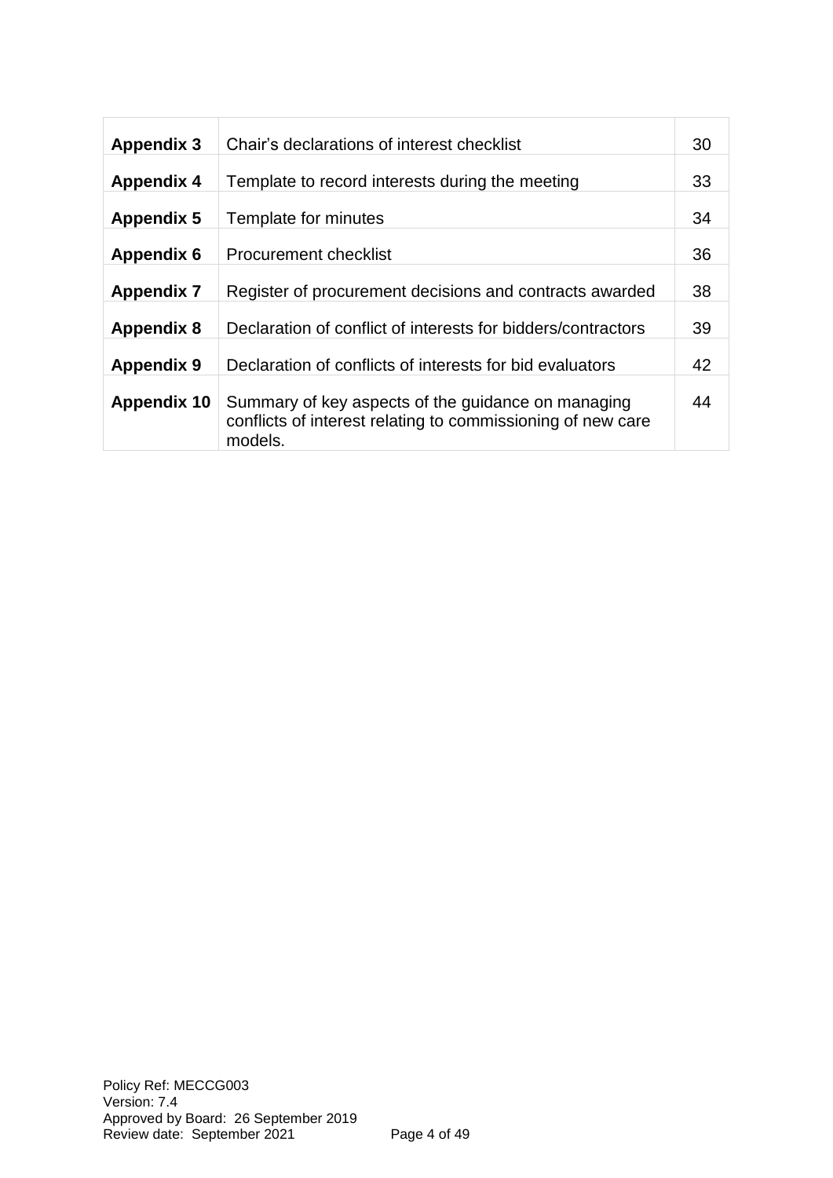| | | |
|---|---|---|
| **Appendix 3** | Chair's declarations of interest checklist | 30 |
| **Appendix 4** | Template to record interests during the meeting | 33 |
| **Appendix 5** | Template for minutes | 34 |
| **Appendix 6** | Procurement checklist | 36 |
| **Appendix 7** | Register of procurement decisions and contracts awarded | 38 |
| **Appendix 8** | Declaration of conflict of interests for bidders/contractors | 39 |
| **Appendix 9** | Declaration of conflicts of interests for bid evaluators | 42 |
| **Appendix 10** | Summary of key aspects of the guidance on managing conflicts of interest relating to commissioning of new care models. | 44 |

Policy Ref: MECCG003
Version: 7.4
Approved by Board: 26 September 2019
Review date: September 2021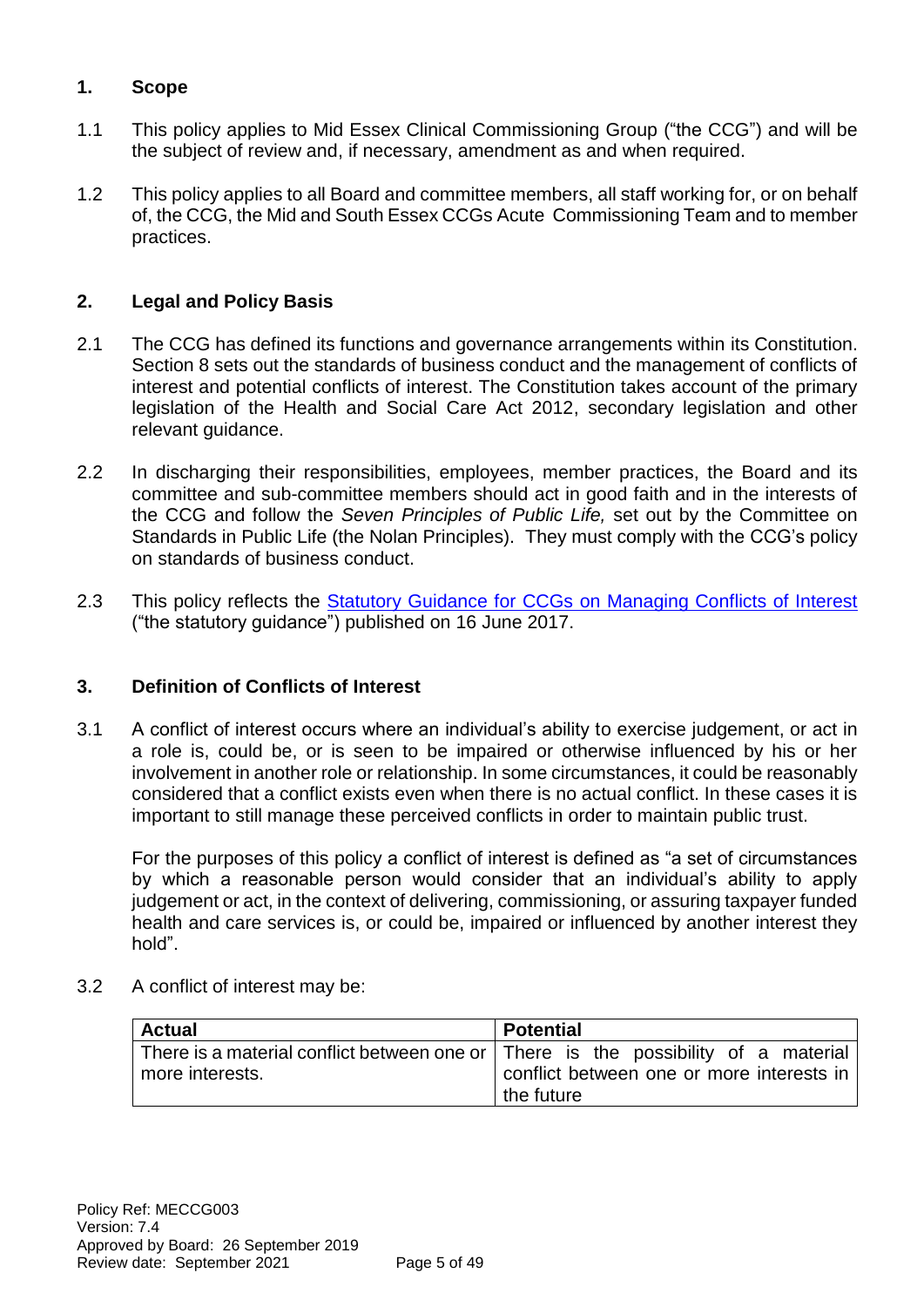## 1. Scope

1.1 This policy applies to Mid Essex Clinical Commissioning Group ("the CCG") and will be the subject of review and, if necessary, amendment as and when required.

1.2 This policy applies to all Board and committee members, all staff working for, or on behalf of, the CCG, the Mid and South Essex CCGs Acute Commissioning Team and to member practices.

## 2. Legal and Policy Basis

2.1 The CCG has defined its functions and governance arrangements within its Constitution. Section 8 sets out the standards of business conduct and the management of conflicts of interest and potential conflicts of interest. The Constitution takes account of the primary legislation of the Health and Social Care Act 2012, secondary legislation and other relevant guidance.

2.2 In discharging their responsibilities, employees, member practices, the Board and its committee and sub-committee members should act in good faith and in the interests of the CCG and follow the *Seven Principles of Public Life,* set out by the Committee on Standards in Public Life (the Nolan Principles). They must comply with the CCG's policy on standards of business conduct.

2.3 This policy reflects the Statutory Guidance for CCGs on Managing Conflicts of Interest ("the statutory guidance") published on 16 June 2017.

## 3. Definition of Conflicts of Interest

3.1 A conflict of interest occurs where an individual's ability to exercise judgement, or act in a role is, could be, or is seen to be impaired or otherwise influenced by his or her involvement in another role or relationship. In some circumstances, it could be reasonably considered that a conflict exists even when there is no actual conflict. In these cases it is important to still manage these perceived conflicts in order to maintain public trust.

For the purposes of this policy a conflict of interest is defined as "a set of circumstances by which a reasonable person would consider that an individual's ability to apply judgement or act, in the context of delivering, commissioning, or assuring taxpayer funded health and care services is, or could be, impaired or influenced by another interest they hold".

3.2 A conflict of interest may be:

| Actual | Potential |
|---|---|
| There is a material conflict between one or more interests. | There is the possibility of a material conflict between one or more interests in the future |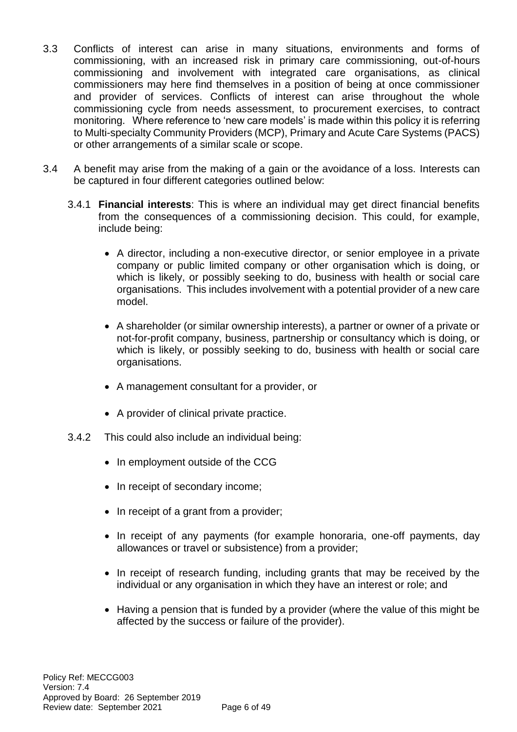3.3 Conflicts of interest can arise in many situations, environments and forms of commissioning, with an increased risk in primary care commissioning, out-of-hours commissioning and involvement with integrated care organisations, as clinical commissioners may here find themselves in a position of being at once commissioner and provider of services. Conflicts of interest can arise throughout the whole commissioning cycle from needs assessment, to procurement exercises, to contract monitoring. Where reference to 'new care models' is made within this policy it is referring to Multi-specialty Community Providers (MCP), Primary and Acute Care Systems (PACS) or other arrangements of a similar scale or scope.

3.4 A benefit may arise from the making of a gain or the avoidance of a loss. Interests can be captured in four different categories outlined below:

3.4.1 **Financial interests**: This is where an individual may get direct financial benefits from the consequences of a commissioning decision. This could, for example, include being:

- A director, including a non-executive director, or senior employee in a private company or public limited company or other organisation which is doing, or which is likely, or possibly seeking to do, business with health or social care organisations. This includes involvement with a potential provider of a new care model.
- A shareholder (or similar ownership interests), a partner or owner of a private or not-for-profit company, business, partnership or consultancy which is doing, or which is likely, or possibly seeking to do, business with health or social care organisations.
- A management consultant for a provider, or
- A provider of clinical private practice.

3.4.2 This could also include an individual being:

- In employment outside of the CCG
- In receipt of secondary income;
- In receipt of a grant from a provider;
- In receipt of any payments (for example honoraria, one-off payments, day allowances or travel or subsistence) from a provider;
- In receipt of research funding, including grants that may be received by the individual or any organisation in which they have an interest or role; and
- Having a pension that is funded by a provider (where the value of this might be affected by the success or failure of the provider).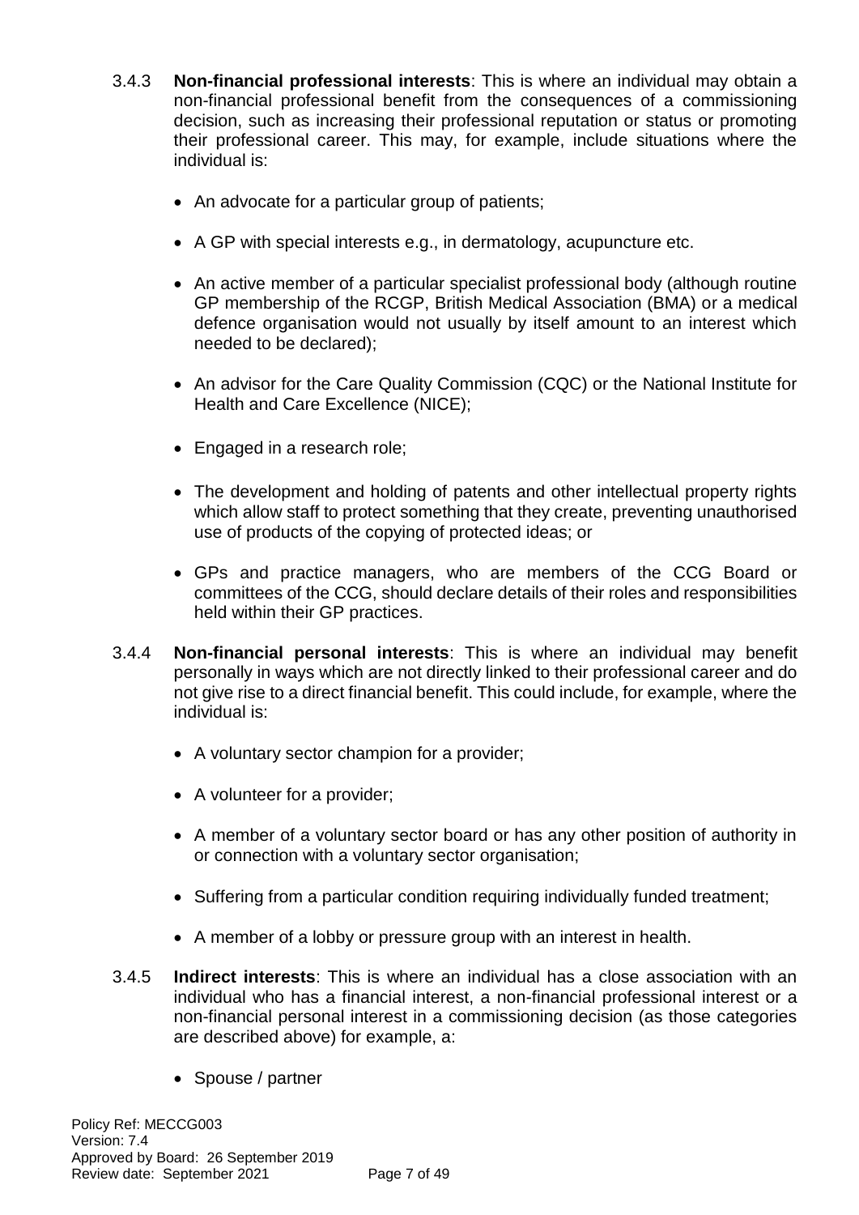3.4.3 **Non-financial professional interests**: This is where an individual may obtain a non-financial professional benefit from the consequences of a commissioning decision, such as increasing their professional reputation or status or promoting their professional career. This may, for example, include situations where the individual is:

- An advocate for a particular group of patients;
- A GP with special interests e.g., in dermatology, acupuncture etc.
- An active member of a particular specialist professional body (although routine GP membership of the RCGP, British Medical Association (BMA) or a medical defence organisation would not usually by itself amount to an interest which needed to be declared);
- An advisor for the Care Quality Commission (CQC) or the National Institute for Health and Care Excellence (NICE);
- Engaged in a research role;
- The development and holding of patents and other intellectual property rights which allow staff to protect something that they create, preventing unauthorised use of products of the copying of protected ideas; or
- GPs and practice managers, who are members of the CCG Board or committees of the CCG, should declare details of their roles and responsibilities held within their GP practices.

3.4.4 **Non-financial personal interests**: This is where an individual may benefit personally in ways which are not directly linked to their professional career and do not give rise to a direct financial benefit. This could include, for example, where the individual is:

- A voluntary sector champion for a provider;
- A volunteer for a provider;
- A member of a voluntary sector board or has any other position of authority in or connection with a voluntary sector organisation;
- Suffering from a particular condition requiring individually funded treatment;
- A member of a lobby or pressure group with an interest in health.

3.4.5 **Indirect interests**: This is where an individual has a close association with an individual who has a financial interest, a non-financial professional interest or a non-financial personal interest in a commissioning decision (as those categories are described above) for example, a:

- Spouse / partner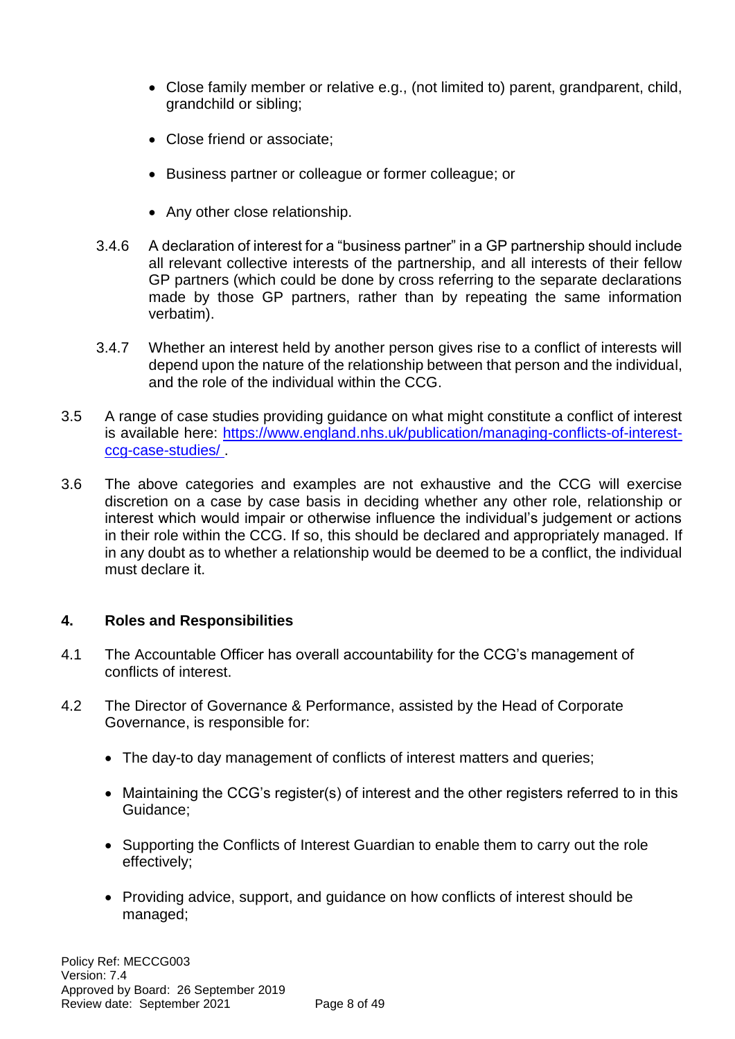- Close family member or relative e.g., (not limited to) parent, grandparent, child, grandchild or sibling;
- Close friend or associate;
- Business partner or colleague or former colleague; or
- Any other close relationship.

3.4.6 A declaration of interest for a "business partner" in a GP partnership should include all relevant collective interests of the partnership, and all interests of their fellow GP partners (which could be done by cross referring to the separate declarations made by those GP partners, rather than by repeating the same information verbatim).

3.4.7 Whether an interest held by another person gives rise to a conflict of interests will depend upon the nature of the relationship between that person and the individual, and the role of the individual within the CCG.

3.5 A range of case studies providing guidance on what might constitute a conflict of interest is available here: [https://www.england.nhs.uk/publication/managing-conflicts-of-interest-ccg-case-studies/](https://www.england.nhs.uk/publication/managing-conflicts-of-interest-ccg-case-studies/) .

3.6 The above categories and examples are not exhaustive and the CCG will exercise discretion on a case by case basis in deciding whether any other role, relationship or interest which would impair or otherwise influence the individual's judgement or actions in their role within the CCG. If so, this should be declared and appropriately managed. If in any doubt as to whether a relationship would be deemed to be a conflict, the individual must declare it.

## 4. Roles and Responsibilities

4.1 The Accountable Officer has overall accountability for the CCG's management of conflicts of interest.

4.2 The Director of Governance & Performance, assisted by the Head of Corporate Governance, is responsible for:

- The day-to day management of conflicts of interest matters and queries;
- Maintaining the CCG's register(s) of interest and the other registers referred to in this Guidance;
- Supporting the Conflicts of Interest Guardian to enable them to carry out the role effectively;
- Providing advice, support, and guidance on how conflicts of interest should be managed;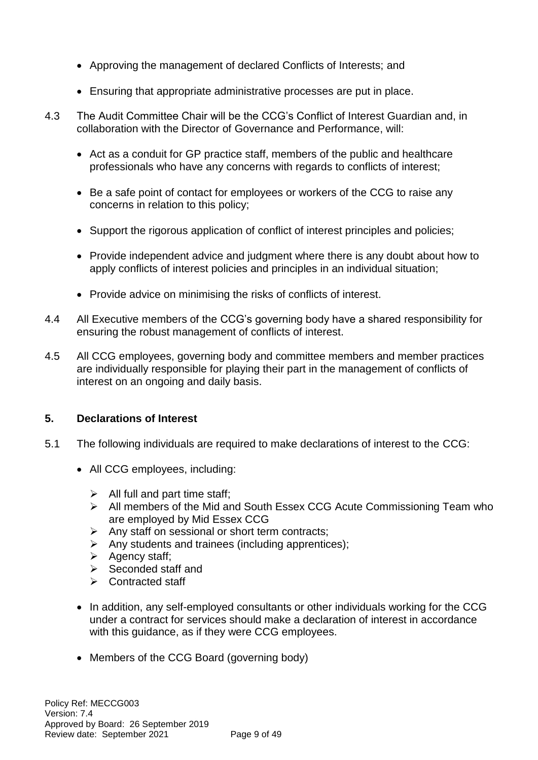- Approving the management of declared Conflicts of Interests; and
- Ensuring that appropriate administrative processes are put in place.

4.3 The Audit Committee Chair will be the CCG's Conflict of Interest Guardian and, in collaboration with the Director of Governance and Performance, will:

- Act as a conduit for GP practice staff, members of the public and healthcare professionals who have any concerns with regards to conflicts of interest;
- Be a safe point of contact for employees or workers of the CCG to raise any concerns in relation to this policy;
- Support the rigorous application of conflict of interest principles and policies;
- Provide independent advice and judgment where there is any doubt about how to apply conflicts of interest policies and principles in an individual situation;
- Provide advice on minimising the risks of conflicts of interest.

4.4 All Executive members of the CCG's governing body have a shared responsibility for ensuring the robust management of conflicts of interest.

4.5 All CCG employees, governing body and committee members and member practices are individually responsible for playing their part in the management of conflicts of interest on an ongoing and daily basis.

## 5. Declarations of Interest

5.1 The following individuals are required to make declarations of interest to the CCG:

- All CCG employees, including:
  - All full and part time staff;
  - All members of the Mid and South Essex CCG Acute Commissioning Team who are employed by Mid Essex CCG
  - Any staff on sessional or short term contracts;
  - Any students and trainees (including apprentices);
  - Agency staff;
  - Seconded staff and
  - Contracted staff
- In addition, any self-employed consultants or other individuals working for the CCG under a contract for services should make a declaration of interest in accordance with this guidance, as if they were CCG employees.
- Members of the CCG Board (governing body)

Policy Ref: MECCG003
Version: 7.4
Approved by Board: 26 September 2019
Review date: September 2021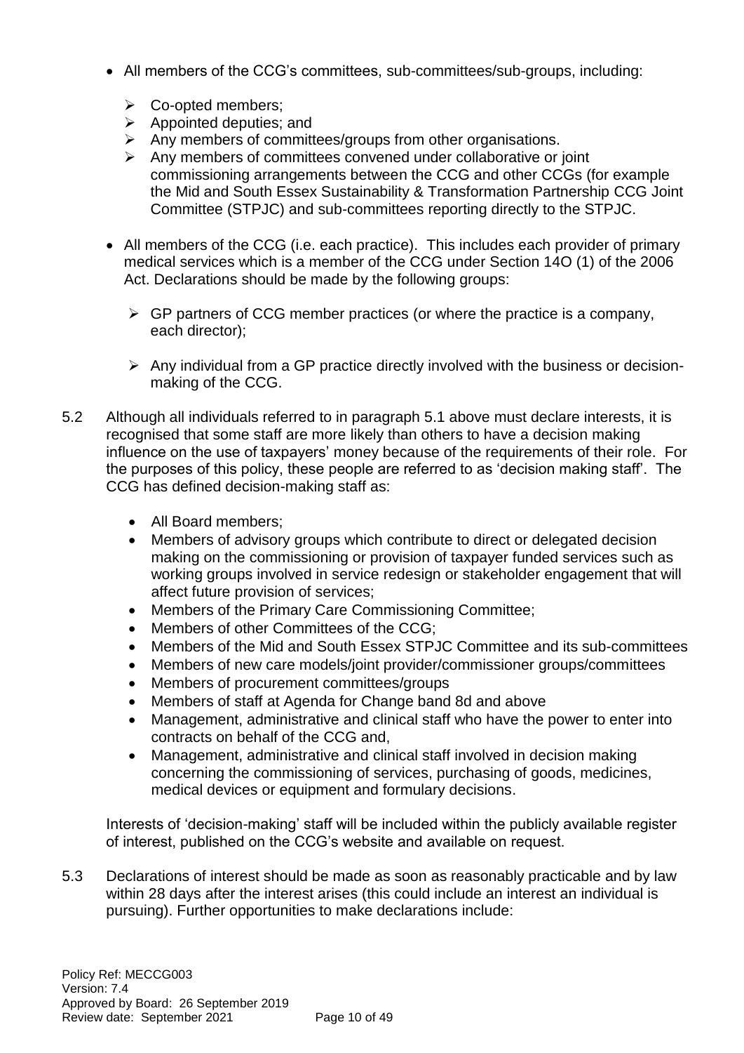- All members of the CCG's committees, sub-committees/sub-groups, including:
  - Co-opted members;
  - Appointed deputies; and
  - Any members of committees/groups from other organisations.
  - Any members of committees convened under collaborative or joint commissioning arrangements between the CCG and other CCGs (for example the Mid and South Essex Sustainability & Transformation Partnership CCG Joint Committee (STPJC) and sub-committees reporting directly to the STPJC.

- All members of the CCG (i.e. each practice). This includes each provider of primary medical services which is a member of the CCG under Section 14O (1) of the 2006 Act. Declarations should be made by the following groups:
  - GP partners of CCG member practices (or where the practice is a company, each director);
  - Any individual from a GP practice directly involved with the business or decision-making of the CCG.

5.2 Although all individuals referred to in paragraph 5.1 above must declare interests, it is recognised that some staff are more likely than others to have a decision making influence on the use of taxpayers' money because of the requirements of their role. For the purposes of this policy, these people are referred to as 'decision making staff'. The CCG has defined decision-making staff as:

- All Board members;
- Members of advisory groups which contribute to direct or delegated decision making on the commissioning or provision of taxpayer funded services such as working groups involved in service redesign or stakeholder engagement that will affect future provision of services;
- Members of the Primary Care Commissioning Committee;
- Members of other Committees of the CCG;
- Members of the Mid and South Essex STPJC Committee and its sub-committees
- Members of new care models/joint provider/commissioner groups/committees
- Members of procurement committees/groups
- Members of staff at Agenda for Change band 8d and above
- Management, administrative and clinical staff who have the power to enter into contracts on behalf of the CCG and,
- Management, administrative and clinical staff involved in decision making concerning the commissioning of services, purchasing of goods, medicines, medical devices or equipment and formulary decisions.

Interests of 'decision-making' staff will be included within the publicly available register of interest, published on the CCG's website and available on request.

5.3 Declarations of interest should be made as soon as reasonably practicable and by law within 28 days after the interest arises (this could include an interest an individual is pursuing). Further opportunities to make declarations include: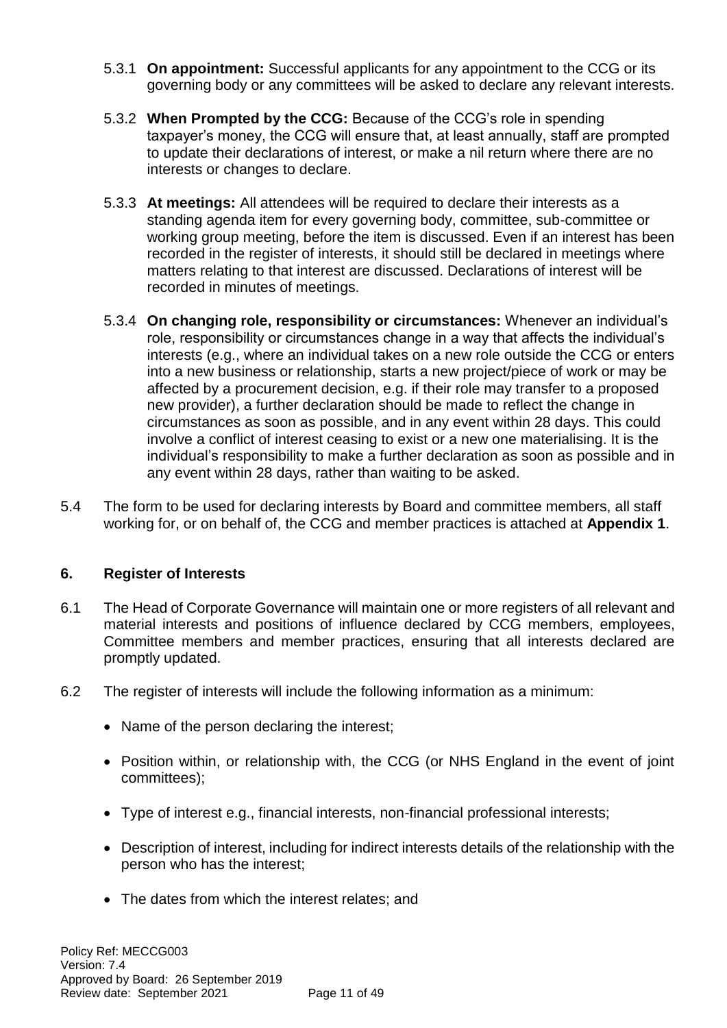5.3.1 **On appointment:** Successful applicants for any appointment to the CCG or its governing body or any committees will be asked to declare any relevant interests.

5.3.2 **When Prompted by the CCG:** Because of the CCG's role in spending taxpayer's money, the CCG will ensure that, at least annually, staff are prompted to update their declarations of interest, or make a nil return where there are no interests or changes to declare.

5.3.3 **At meetings:** All attendees will be required to declare their interests as a standing agenda item for every governing body, committee, sub-committee or working group meeting, before the item is discussed. Even if an interest has been recorded in the register of interests, it should still be declared in meetings where matters relating to that interest are discussed. Declarations of interest will be recorded in minutes of meetings.

5.3.4 **On changing role, responsibility or circumstances:** Whenever an individual's role, responsibility or circumstances change in a way that affects the individual's interests (e.g., where an individual takes on a new role outside the CCG or enters into a new business or relationship, starts a new project/piece of work or may be affected by a procurement decision, e.g. if their role may transfer to a proposed new provider), a further declaration should be made to reflect the change in circumstances as soon as possible, and in any event within 28 days. This could involve a conflict of interest ceasing to exist or a new one materialising. It is the individual's responsibility to make a further declaration as soon as possible and in any event within 28 days, rather than waiting to be asked.

5.4 The form to be used for declaring interests by Board and committee members, all staff working for, or on behalf of, the CCG and member practices is attached at **Appendix 1**.

## 6. Register of Interests

6.1 The Head of Corporate Governance will maintain one or more registers of all relevant and material interests and positions of influence declared by CCG members, employees, Committee members and member practices, ensuring that all interests declared are promptly updated.

6.2 The register of interests will include the following information as a minimum:

- Name of the person declaring the interest;
- Position within, or relationship with, the CCG (or NHS England in the event of joint committees);
- Type of interest e.g., financial interests, non-financial professional interests;
- Description of interest, including for indirect interests details of the relationship with the person who has the interest;
- The dates from which the interest relates; and

Policy Ref: MECCG003
Version: 7.4
Approved by Board: 26 September 2019
Review date: September 2021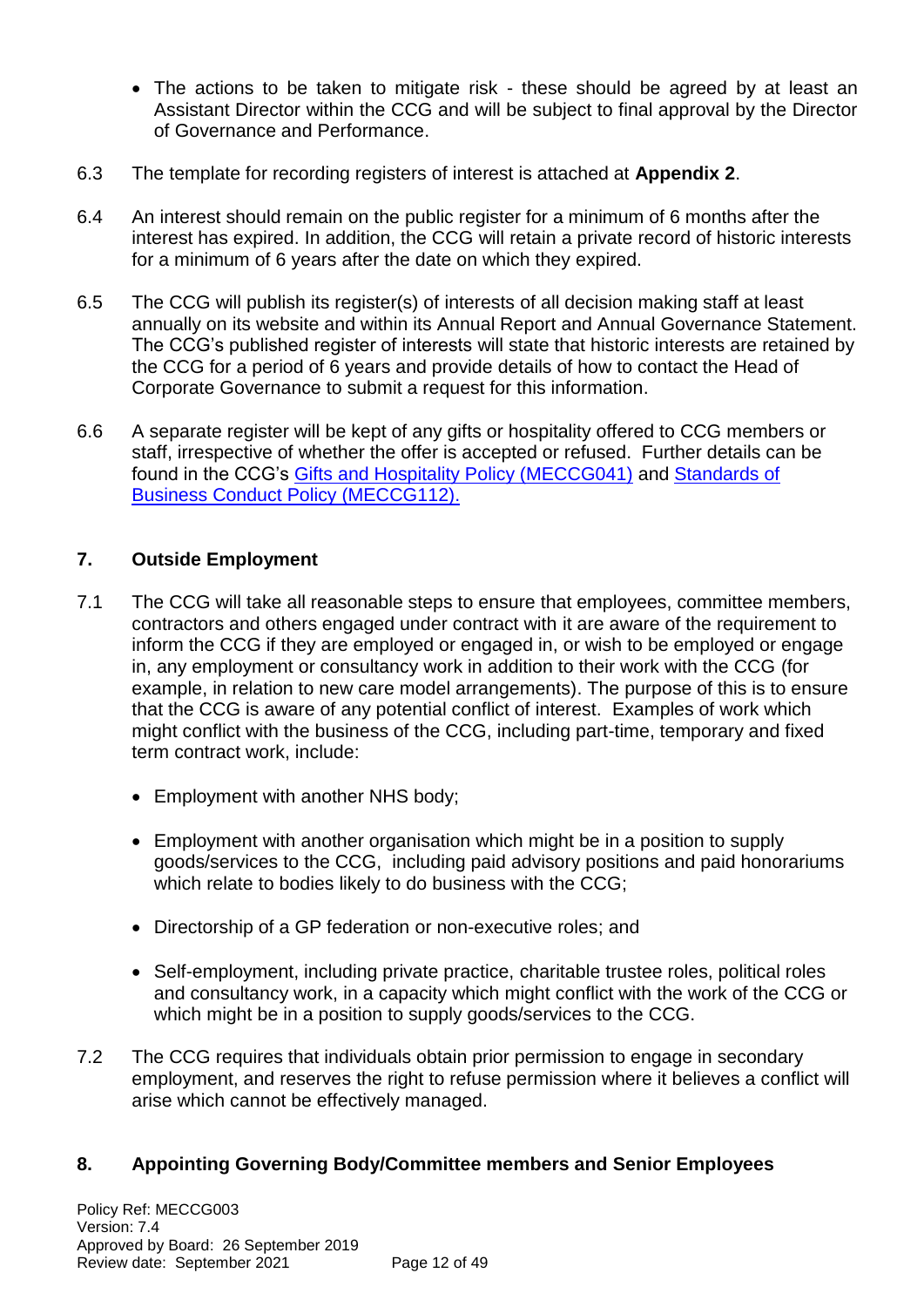- The actions to be taken to mitigate risk - these should be agreed by at least an Assistant Director within the CCG and will be subject to final approval by the Director of Governance and Performance.

6.3 The template for recording registers of interest is attached at **Appendix 2**.

6.4 An interest should remain on the public register for a minimum of 6 months after the interest has expired. In addition, the CCG will retain a private record of historic interests for a minimum of 6 years after the date on which they expired.

6.5 The CCG will publish its register(s) of interests of all decision making staff at least annually on its website and within its Annual Report and Annual Governance Statement. The CCG's published register of interests will state that historic interests are retained by the CCG for a period of 6 years and provide details of how to contact the Head of Corporate Governance to submit a request for this information.

6.6 A separate register will be kept of any gifts or hospitality offered to CCG members or staff, irrespective of whether the offer is accepted or refused. Further details can be found in the CCG's Gifts and Hospitality Policy (MECCG041) and Standards of Business Conduct Policy (MECCG112).

## 7. Outside Employment

7.1 The CCG will take all reasonable steps to ensure that employees, committee members, contractors and others engaged under contract with it are aware of the requirement to inform the CCG if they are employed or engaged in, or wish to be employed or engage in, any employment or consultancy work in addition to their work with the CCG (for example, in relation to new care model arrangements). The purpose of this is to ensure that the CCG is aware of any potential conflict of interest. Examples of work which might conflict with the business of the CCG, including part-time, temporary and fixed term contract work, include:

- Employment with another NHS body;
- Employment with another organisation which might be in a position to supply goods/services to the CCG, including paid advisory positions and paid honorariums which relate to bodies likely to do business with the CCG;
- Directorship of a GP federation or non-executive roles; and
- Self-employment, including private practice, charitable trustee roles, political roles and consultancy work, in a capacity which might conflict with the work of the CCG or which might be in a position to supply goods/services to the CCG.

7.2 The CCG requires that individuals obtain prior permission to engage in secondary employment, and reserves the right to refuse permission where it believes a conflict will arise which cannot be effectively managed.

## 8. Appointing Governing Body/Committee members and Senior Employees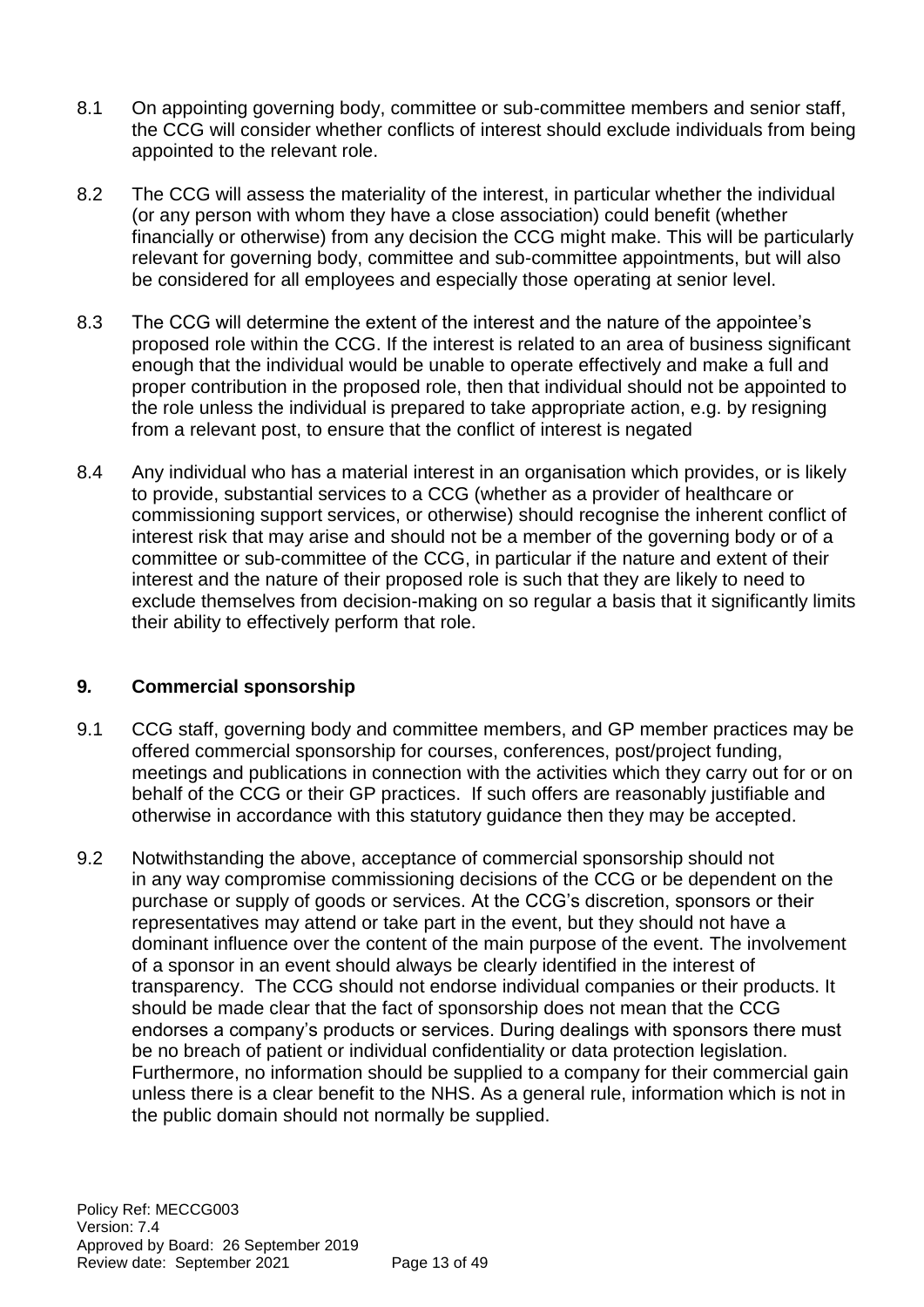8.1 On appointing governing body, committee or sub-committee members and senior staff, the CCG will consider whether conflicts of interest should exclude individuals from being appointed to the relevant role.

8.2 The CCG will assess the materiality of the interest, in particular whether the individual (or any person with whom they have a close association) could benefit (whether financially or otherwise) from any decision the CCG might make. This will be particularly relevant for governing body, committee and sub-committee appointments, but will also be considered for all employees and especially those operating at senior level.

8.3 The CCG will determine the extent of the interest and the nature of the appointee's proposed role within the CCG. If the interest is related to an area of business significant enough that the individual would be unable to operate effectively and make a full and proper contribution in the proposed role, then that individual should not be appointed to the role unless the individual is prepared to take appropriate action, e.g. by resigning from a relevant post, to ensure that the conflict of interest is negated

8.4 Any individual who has a material interest in an organisation which provides, or is likely to provide, substantial services to a CCG (whether as a provider of healthcare or commissioning support services, or otherwise) should recognise the inherent conflict of interest risk that may arise and should not be a member of the governing body or of a committee or sub-committee of the CCG, in particular if the nature and extent of their interest and the nature of their proposed role is such that they are likely to need to exclude themselves from decision-making on so regular a basis that it significantly limits their ability to effectively perform that role.

## 9. Commercial sponsorship

9.1 CCG staff, governing body and committee members, and GP member practices may be offered commercial sponsorship for courses, conferences, post/project funding, meetings and publications in connection with the activities which they carry out for or on behalf of the CCG or their GP practices. If such offers are reasonably justifiable and otherwise in accordance with this statutory guidance then they may be accepted.

9.2 Notwithstanding the above, acceptance of commercial sponsorship should not in any way compromise commissioning decisions of the CCG or be dependent on the purchase or supply of goods or services. At the CCG's discretion, sponsors or their representatives may attend or take part in the event, but they should not have a dominant influence over the content of the main purpose of the event. The involvement of a sponsor in an event should always be clearly identified in the interest of transparency. The CCG should not endorse individual companies or their products. It should be made clear that the fact of sponsorship does not mean that the CCG endorses a company's products or services. During dealings with sponsors there must be no breach of patient or individual confidentiality or data protection legislation. Furthermore, no information should be supplied to a company for their commercial gain unless there is a clear benefit to the NHS. As a general rule, information which is not in the public domain should not normally be supplied.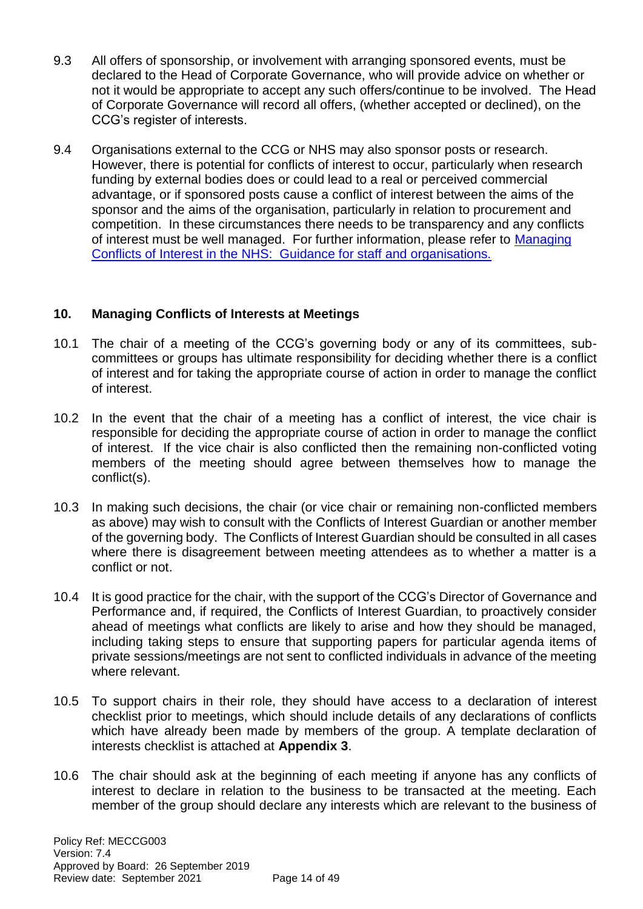9.3 All offers of sponsorship, or involvement with arranging sponsored events, must be declared to the Head of Corporate Governance, who will provide advice on whether or not it would be appropriate to accept any such offers/continue to be involved. The Head of Corporate Governance will record all offers, (whether accepted or declined), on the CCG's register of interests.

9.4 Organisations external to the CCG or NHS may also sponsor posts or research. However, there is potential for conflicts of interest to occur, particularly when research funding by external bodies does or could lead to a real or perceived commercial advantage, or if sponsored posts cause a conflict of interest between the aims of the sponsor and the aims of the organisation, particularly in relation to procurement and competition. In these circumstances there needs to be transparency and any conflicts of interest must be well managed. For further information, please refer to Managing Conflicts of Interest in the NHS: Guidance for staff and organisations.

## 10. Managing Conflicts of Interests at Meetings

10.1 The chair of a meeting of the CCG's governing body or any of its committees, sub-committees or groups has ultimate responsibility for deciding whether there is a conflict of interest and for taking the appropriate course of action in order to manage the conflict of interest.

10.2 In the event that the chair of a meeting has a conflict of interest, the vice chair is responsible for deciding the appropriate course of action in order to manage the conflict of interest. If the vice chair is also conflicted then the remaining non-conflicted voting members of the meeting should agree between themselves how to manage the conflict(s).

10.3 In making such decisions, the chair (or vice chair or remaining non-conflicted members as above) may wish to consult with the Conflicts of Interest Guardian or another member of the governing body. The Conflicts of Interest Guardian should be consulted in all cases where there is disagreement between meeting attendees as to whether a matter is a conflict or not.

10.4 It is good practice for the chair, with the support of the CCG's Director of Governance and Performance and, if required, the Conflicts of Interest Guardian, to proactively consider ahead of meetings what conflicts are likely to arise and how they should be managed, including taking steps to ensure that supporting papers for particular agenda items of private sessions/meetings are not sent to conflicted individuals in advance of the meeting where relevant.

10.5 To support chairs in their role, they should have access to a declaration of interest checklist prior to meetings, which should include details of any declarations of conflicts which have already been made by members of the group. A template declaration of interests checklist is attached at **Appendix 3**.

10.6 The chair should ask at the beginning of each meeting if anyone has any conflicts of interest to declare in relation to the business to be transacted at the meeting. Each member of the group should declare any interests which are relevant to the business of

Policy Ref: MECCG003
Version: 7.4
Approved by Board: 26 September 2019
Review date: September 2021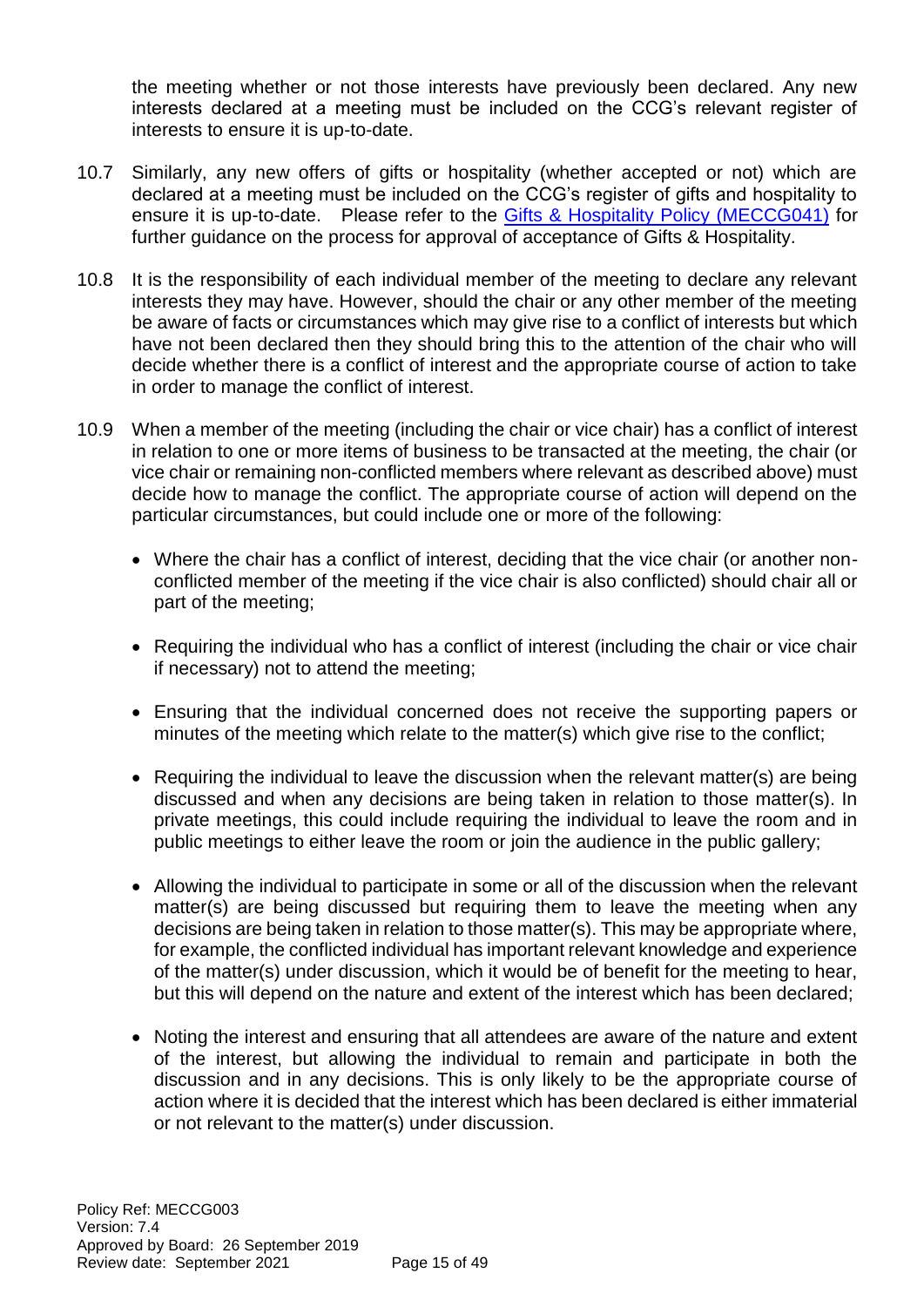the meeting whether or not those interests have previously been declared. Any new interests declared at a meeting must be included on the CCG's relevant register of interests to ensure it is up-to-date.

10.7 Similarly, any new offers of gifts or hospitality (whether accepted or not) which are declared at a meeting must be included on the CCG's register of gifts and hospitality to ensure it is up-to-date. Please refer to the [Gifts & Hospitality Policy (MECCG041)]() for further guidance on the process for approval of acceptance of Gifts & Hospitality.

10.8 It is the responsibility of each individual member of the meeting to declare any relevant interests they may have. However, should the chair or any other member of the meeting be aware of facts or circumstances which may give rise to a conflict of interests but which have not been declared then they should bring this to the attention of the chair who will decide whether there is a conflict of interest and the appropriate course of action to take in order to manage the conflict of interest.

10.9 When a member of the meeting (including the chair or vice chair) has a conflict of interest in relation to one or more items of business to be transacted at the meeting, the chair (or vice chair or remaining non-conflicted members where relevant as described above) must decide how to manage the conflict. The appropriate course of action will depend on the particular circumstances, but could include one or more of the following:

- Where the chair has a conflict of interest, deciding that the vice chair (or another non-conflicted member of the meeting if the vice chair is also conflicted) should chair all or part of the meeting;
- Requiring the individual who has a conflict of interest (including the chair or vice chair if necessary) not to attend the meeting;
- Ensuring that the individual concerned does not receive the supporting papers or minutes of the meeting which relate to the matter(s) which give rise to the conflict;
- Requiring the individual to leave the discussion when the relevant matter(s) are being discussed and when any decisions are being taken in relation to those matter(s). In private meetings, this could include requiring the individual to leave the room and in public meetings to either leave the room or join the audience in the public gallery;
- Allowing the individual to participate in some or all of the discussion when the relevant matter(s) are being discussed but requiring them to leave the meeting when any decisions are being taken in relation to those matter(s). This may be appropriate where, for example, the conflicted individual has important relevant knowledge and experience of the matter(s) under discussion, which it would be of benefit for the meeting to hear, but this will depend on the nature and extent of the interest which has been declared;
- Noting the interest and ensuring that all attendees are aware of the nature and extent of the interest, but allowing the individual to remain and participate in both the discussion and in any decisions. This is only likely to be the appropriate course of action where it is decided that the interest which has been declared is either immaterial or not relevant to the matter(s) under discussion.

Policy Ref: MECCG003
Version: 7.4
Approved by Board: 26 September 2019
Review date: September 2021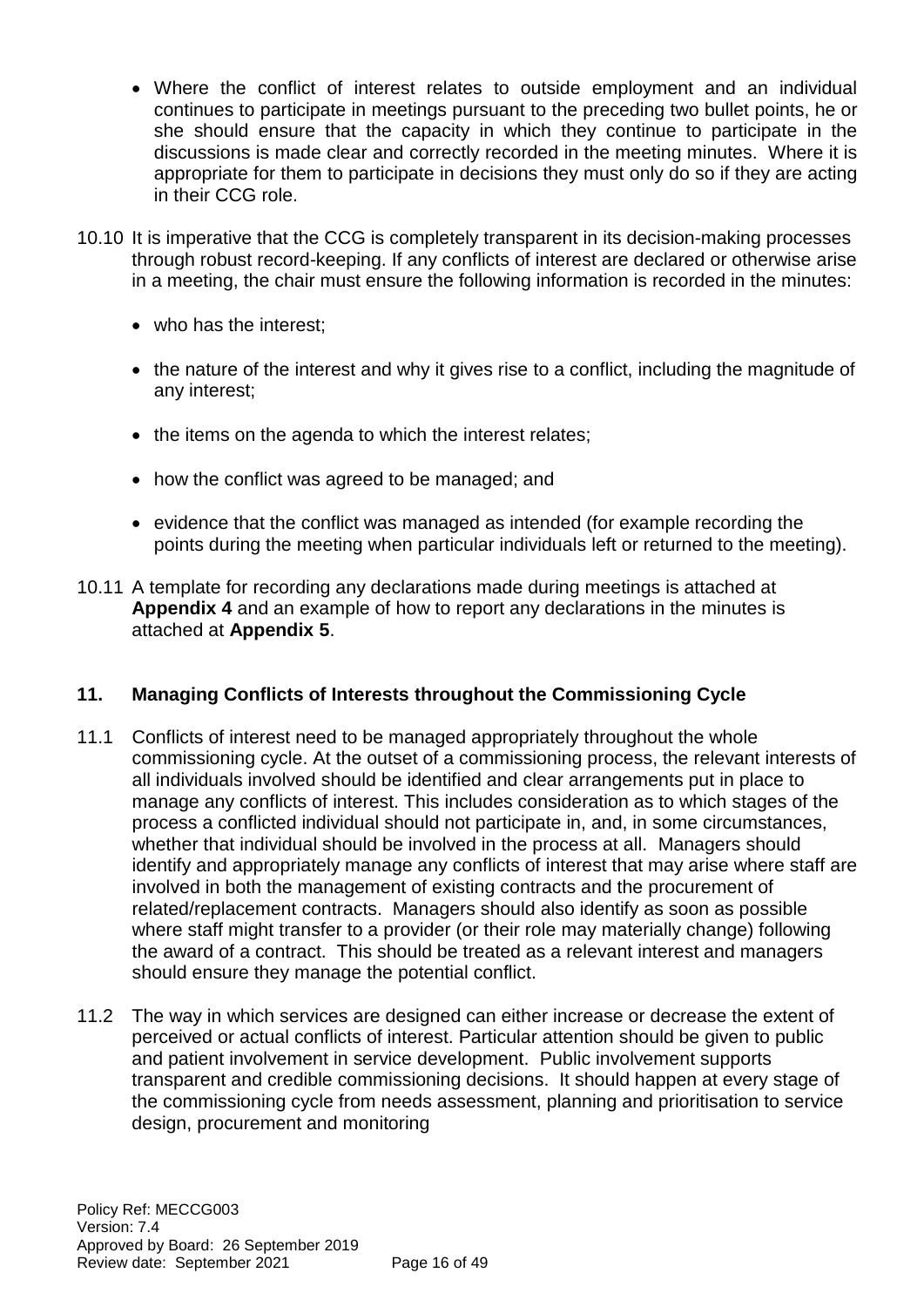- Where the conflict of interest relates to outside employment and an individual continues to participate in meetings pursuant to the preceding two bullet points, he or she should ensure that the capacity in which they continue to participate in the discussions is made clear and correctly recorded in the meeting minutes. Where it is appropriate for them to participate in decisions they must only do so if they are acting in their CCG role.

10.10 It is imperative that the CCG is completely transparent in its decision-making processes through robust record-keeping. If any conflicts of interest are declared or otherwise arise in a meeting, the chair must ensure the following information is recorded in the minutes:

- who has the interest;
- the nature of the interest and why it gives rise to a conflict, including the magnitude of any interest;
- the items on the agenda to which the interest relates;
- how the conflict was agreed to be managed; and
- evidence that the conflict was managed as intended (for example recording the points during the meeting when particular individuals left or returned to the meeting).

10.11 A template for recording any declarations made during meetings is attached at **Appendix 4** and an example of how to report any declarations in the minutes is attached at **Appendix 5**.

## 11. Managing Conflicts of Interests throughout the Commissioning Cycle

11.1 Conflicts of interest need to be managed appropriately throughout the whole commissioning cycle. At the outset of a commissioning process, the relevant interests of all individuals involved should be identified and clear arrangements put in place to manage any conflicts of interest. This includes consideration as to which stages of the process a conflicted individual should not participate in, and, in some circumstances, whether that individual should be involved in the process at all. Managers should identify and appropriately manage any conflicts of interest that may arise where staff are involved in both the management of existing contracts and the procurement of related/replacement contracts. Managers should also identify as soon as possible where staff might transfer to a provider (or their role may materially change) following the award of a contract. This should be treated as a relevant interest and managers should ensure they manage the potential conflict.

11.2 The way in which services are designed can either increase or decrease the extent of perceived or actual conflicts of interest. Particular attention should be given to public and patient involvement in service development. Public involvement supports transparent and credible commissioning decisions. It should happen at every stage of the commissioning cycle from needs assessment, planning and prioritisation to service design, procurement and monitoring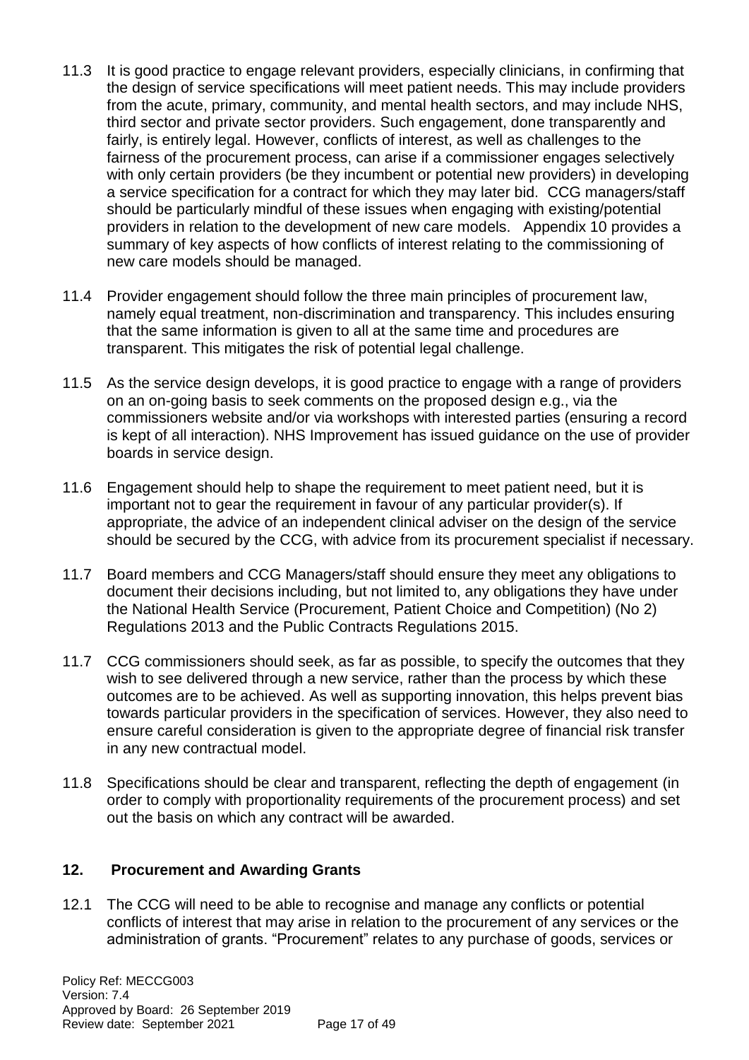11.3 It is good practice to engage relevant providers, especially clinicians, in confirming that the design of service specifications will meet patient needs. This may include providers from the acute, primary, community, and mental health sectors, and may include NHS, third sector and private sector providers. Such engagement, done transparently and fairly, is entirely legal. However, conflicts of interest, as well as challenges to the fairness of the procurement process, can arise if a commissioner engages selectively with only certain providers (be they incumbent or potential new providers) in developing a service specification for a contract for which they may later bid. CCG managers/staff should be particularly mindful of these issues when engaging with existing/potential providers in relation to the development of new care models. Appendix 10 provides a summary of key aspects of how conflicts of interest relating to the commissioning of new care models should be managed.

11.4 Provider engagement should follow the three main principles of procurement law, namely equal treatment, non-discrimination and transparency. This includes ensuring that the same information is given to all at the same time and procedures are transparent. This mitigates the risk of potential legal challenge.

11.5 As the service design develops, it is good practice to engage with a range of providers on an on-going basis to seek comments on the proposed design e.g., via the commissioners website and/or via workshops with interested parties (ensuring a record is kept of all interaction). NHS Improvement has issued guidance on the use of provider boards in service design.

11.6 Engagement should help to shape the requirement to meet patient need, but it is important not to gear the requirement in favour of any particular provider(s). If appropriate, the advice of an independent clinical adviser on the design of the service should be secured by the CCG, with advice from its procurement specialist if necessary.

11.7 Board members and CCG Managers/staff should ensure they meet any obligations to document their decisions including, but not limited to, any obligations they have under the National Health Service (Procurement, Patient Choice and Competition) (No 2) Regulations 2013 and the Public Contracts Regulations 2015.

11.7 CCG commissioners should seek, as far as possible, to specify the outcomes that they wish to see delivered through a new service, rather than the process by which these outcomes are to be achieved. As well as supporting innovation, this helps prevent bias towards particular providers in the specification of services. However, they also need to ensure careful consideration is given to the appropriate degree of financial risk transfer in any new contractual model.

11.8 Specifications should be clear and transparent, reflecting the depth of engagement (in order to comply with proportionality requirements of the procurement process) and set out the basis on which any contract will be awarded.

## 12. Procurement and Awarding Grants

12.1 The CCG will need to be able to recognise and manage any conflicts or potential conflicts of interest that may arise in relation to the procurement of any services or the administration of grants. "Procurement" relates to any purchase of goods, services or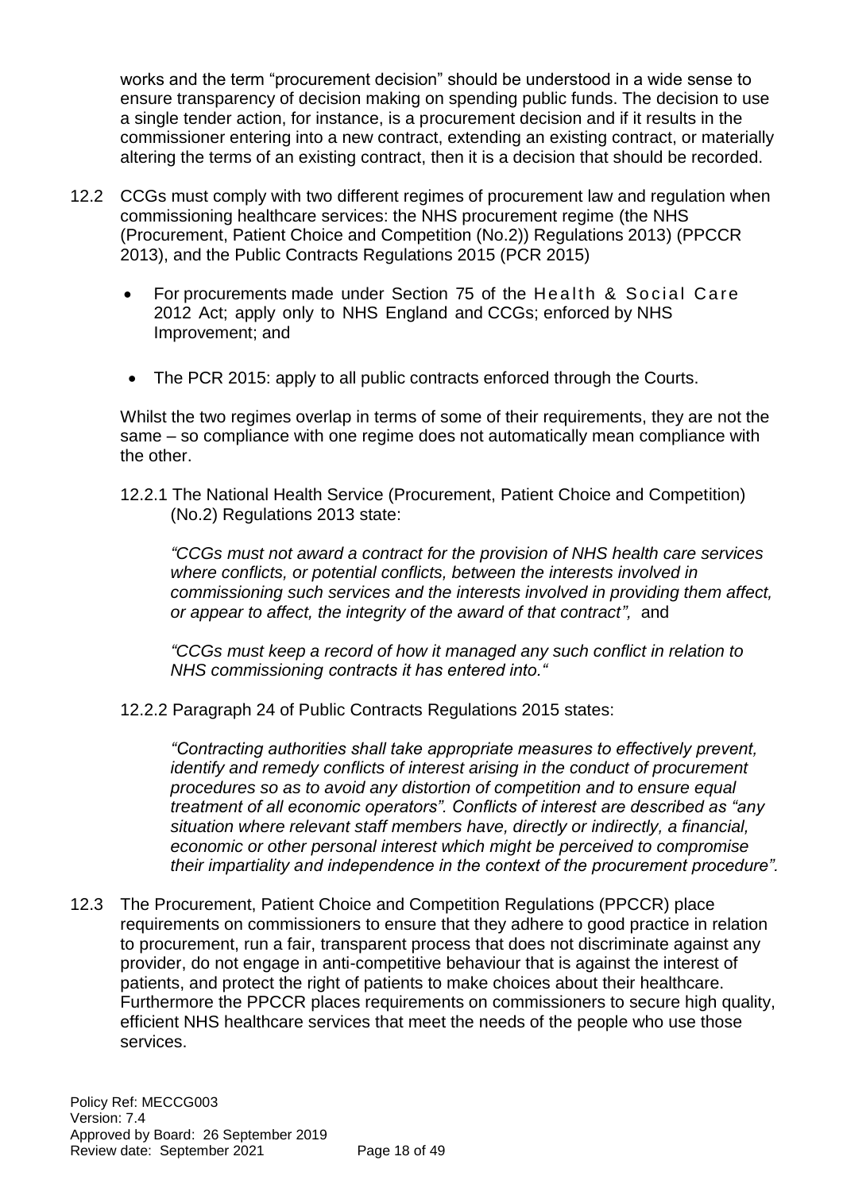works and the term "procurement decision" should be understood in a wide sense to ensure transparency of decision making on spending public funds. The decision to use a single tender action, for instance, is a procurement decision and if it results in the commissioner entering into a new contract, extending an existing contract, or materially altering the terms of an existing contract, then it is a decision that should be recorded.

12.2 CCGs must comply with two different regimes of procurement law and regulation when commissioning healthcare services: the NHS procurement regime (the NHS (Procurement, Patient Choice and Competition (No.2)) Regulations 2013) (PPCCR 2013), and the Public Contracts Regulations 2015 (PCR 2015)

- For procurements made under Section 75 of the Health & Social Care 2012 Act; apply only to NHS England and CCGs; enforced by NHS Improvement; and
- The PCR 2015: apply to all public contracts enforced through the Courts.

Whilst the two regimes overlap in terms of some of their requirements, they are not the same – so compliance with one regime does not automatically mean compliance with the other.

12.2.1 The National Health Service (Procurement, Patient Choice and Competition) (No.2) Regulations 2013 state:

*"CCGs must not award a contract for the provision of NHS health care services where conflicts, or potential conflicts, between the interests involved in commissioning such services and the interests involved in providing them affect, or appear to affect, the integrity of the award of that contract",* and

*"CCGs must keep a record of how it managed any such conflict in relation to NHS commissioning contracts it has entered into."*

12.2.2 Paragraph 24 of Public Contracts Regulations 2015 states:

*"Contracting authorities shall take appropriate measures to effectively prevent, identify and remedy conflicts of interest arising in the conduct of procurement procedures so as to avoid any distortion of competition and to ensure equal treatment of all economic operators". Conflicts of interest are described as "any situation where relevant staff members have, directly or indirectly, a financial, economic or other personal interest which might be perceived to compromise their impartiality and independence in the context of the procurement procedure".*

12.3 The Procurement, Patient Choice and Competition Regulations (PPCCR) place requirements on commissioners to ensure that they adhere to good practice in relation to procurement, run a fair, transparent process that does not discriminate against any provider, do not engage in anti-competitive behaviour that is against the interest of patients, and protect the right of patients to make choices about their healthcare. Furthermore the PPCCR places requirements on commissioners to secure high quality, efficient NHS healthcare services that meet the needs of the people who use those services.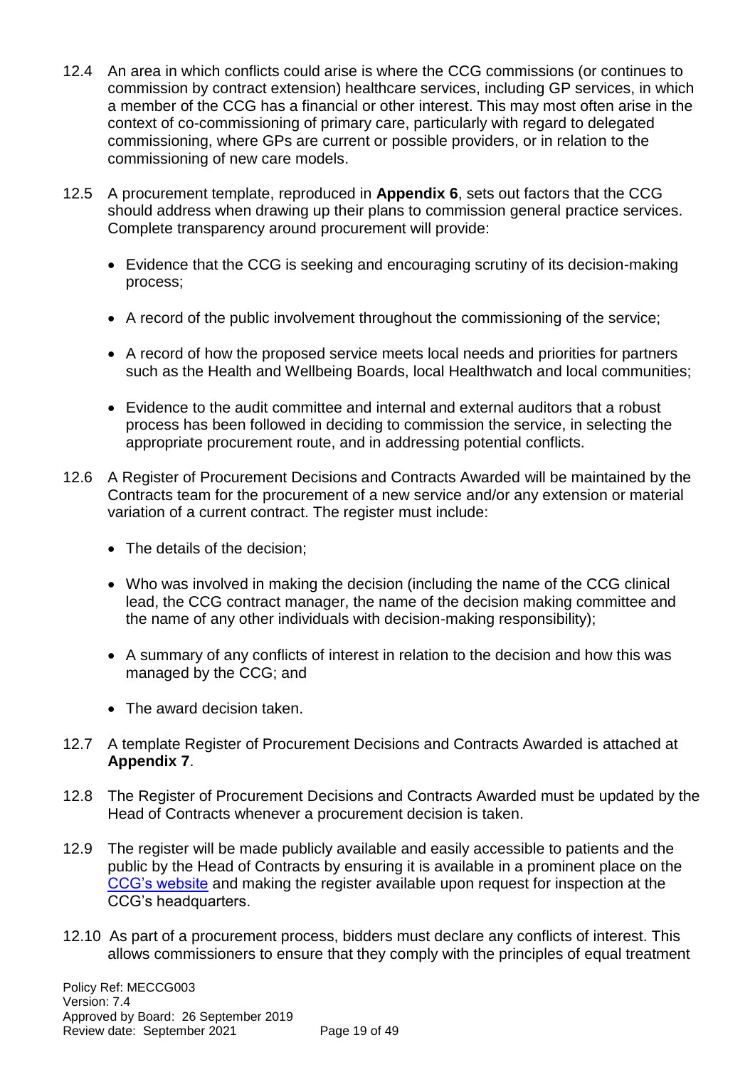12.4 An area in which conflicts could arise is where the CCG commissions (or continues to commission by contract extension) healthcare services, including GP services, in which a member of the CCG has a financial or other interest. This may most often arise in the context of co-commissioning of primary care, particularly with regard to delegated commissioning, where GPs are current or possible providers, or in relation to the commissioning of new care models.

12.5 A procurement template, reproduced in **Appendix 6**, sets out factors that the CCG should address when drawing up their plans to commission general practice services. Complete transparency around procurement will provide:

- Evidence that the CCG is seeking and encouraging scrutiny of its decision-making process;
- A record of the public involvement throughout the commissioning of the service;
- A record of how the proposed service meets local needs and priorities for partners such as the Health and Wellbeing Boards, local Healthwatch and local communities;
- Evidence to the audit committee and internal and external auditors that a robust process has been followed in deciding to commission the service, in selecting the appropriate procurement route, and in addressing potential conflicts.

12.6 A Register of Procurement Decisions and Contracts Awarded will be maintained by the Contracts team for the procurement of a new service and/or any extension or material variation of a current contract. The register must include:

- The details of the decision;
- Who was involved in making the decision (including the name of the CCG clinical lead, the CCG contract manager, the name of the decision making committee and the name of any other individuals with decision-making responsibility);
- A summary of any conflicts of interest in relation to the decision and how this was managed by the CCG; and
- The award decision taken.

12.7 A template Register of Procurement Decisions and Contracts Awarded is attached at **Appendix 7**.

12.8 The Register of Procurement Decisions and Contracts Awarded must be updated by the Head of Contracts whenever a procurement decision is taken.

12.9 The register will be made publicly available and easily accessible to patients and the public by the Head of Contracts by ensuring it is available in a prominent place on the CCG's website and making the register available upon request for inspection at the CCG's headquarters.

12.10 As part of a procurement process, bidders must declare any conflicts of interest. This allows commissioners to ensure that they comply with the principles of equal treatment

Policy Ref: MECCG003
Version: 7.4
Approved by Board: 26 September 2019
Review date: September 2021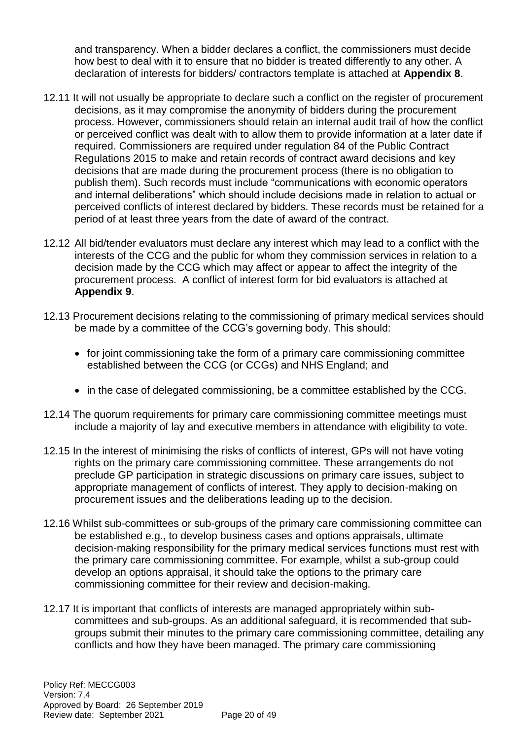and transparency. When a bidder declares a conflict, the commissioners must decide how best to deal with it to ensure that no bidder is treated differently to any other. A declaration of interests for bidders/ contractors template is attached at **Appendix 8**.

12.11 It will not usually be appropriate to declare such a conflict on the register of procurement decisions, as it may compromise the anonymity of bidders during the procurement process. However, commissioners should retain an internal audit trail of how the conflict or perceived conflict was dealt with to allow them to provide information at a later date if required. Commissioners are required under regulation 84 of the Public Contract Regulations 2015 to make and retain records of contract award decisions and key decisions that are made during the procurement process (there is no obligation to publish them). Such records must include "communications with economic operators and internal deliberations" which should include decisions made in relation to actual or perceived conflicts of interest declared by bidders. These records must be retained for a period of at least three years from the date of award of the contract.

12.12 All bid/tender evaluators must declare any interest which may lead to a conflict with the interests of the CCG and the public for whom they commission services in relation to a decision made by the CCG which may affect or appear to affect the integrity of the procurement process. A conflict of interest form for bid evaluators is attached at **Appendix 9**.

12.13 Procurement decisions relating to the commissioning of primary medical services should be made by a committee of the CCG's governing body. This should:

- for joint commissioning take the form of a primary care commissioning committee established between the CCG (or CCGs) and NHS England; and
- in the case of delegated commissioning, be a committee established by the CCG.

12.14 The quorum requirements for primary care commissioning committee meetings must include a majority of lay and executive members in attendance with eligibility to vote.

12.15 In the interest of minimising the risks of conflicts of interest, GPs will not have voting rights on the primary care commissioning committee. These arrangements do not preclude GP participation in strategic discussions on primary care issues, subject to appropriate management of conflicts of interest. They apply to decision-making on procurement issues and the deliberations leading up to the decision.

12.16 Whilst sub-committees or sub-groups of the primary care commissioning committee can be established e.g., to develop business cases and options appraisals, ultimate decision-making responsibility for the primary medical services functions must rest with the primary care commissioning committee. For example, whilst a sub-group could develop an options appraisal, it should take the options to the primary care commissioning committee for their review and decision-making.

12.17 It is important that conflicts of interests are managed appropriately within sub-committees and sub-groups. As an additional safeguard, it is recommended that sub-groups submit their minutes to the primary care commissioning committee, detailing any conflicts and how they have been managed. The primary care commissioning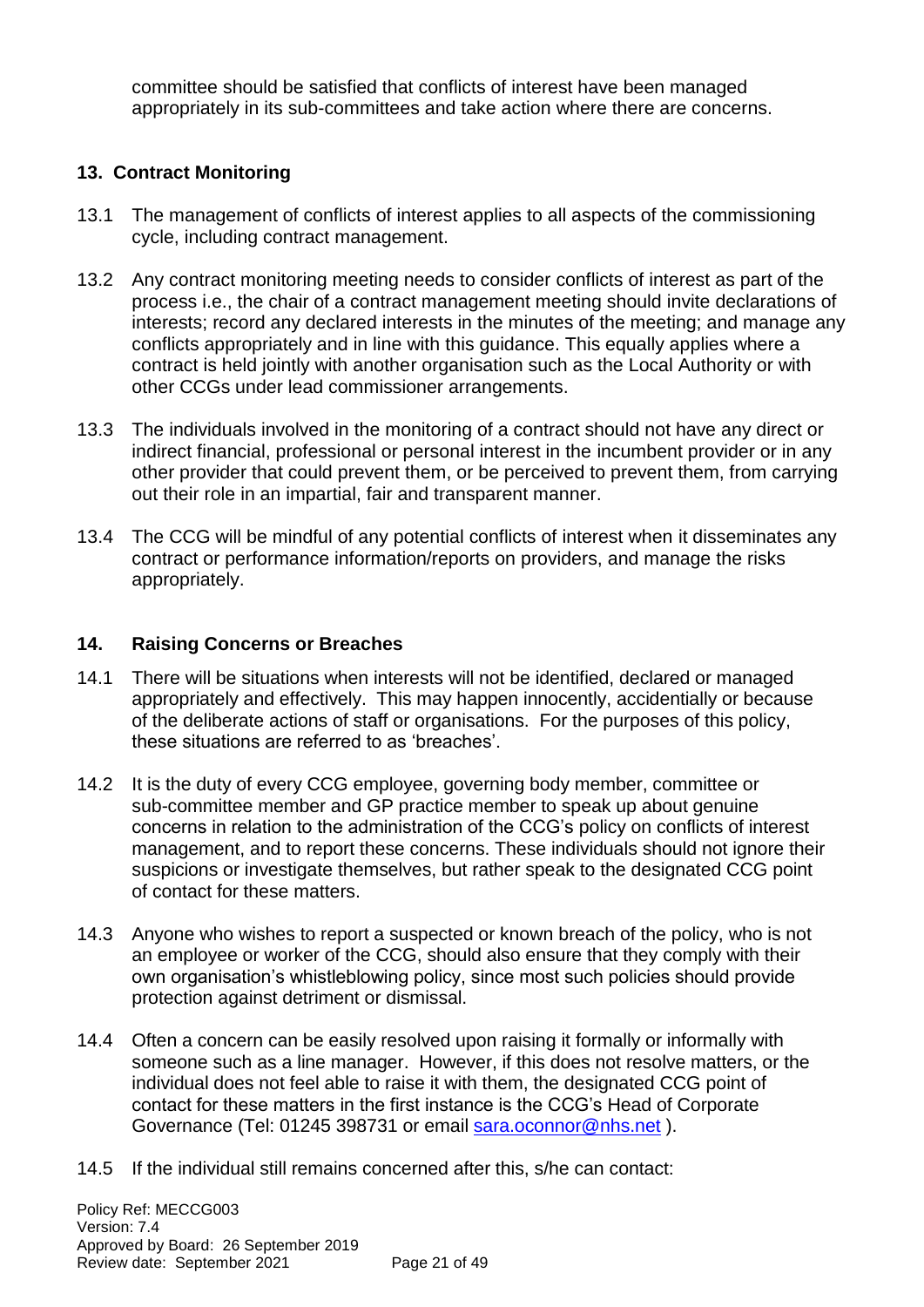committee should be satisfied that conflicts of interest have been managed appropriately in its sub-committees and take action where there are concerns.

## 13. Contract Monitoring

13.1 The management of conflicts of interest applies to all aspects of the commissioning cycle, including contract management.

13.2 Any contract monitoring meeting needs to consider conflicts of interest as part of the process i.e., the chair of a contract management meeting should invite declarations of interests; record any declared interests in the minutes of the meeting; and manage any conflicts appropriately and in line with this guidance. This equally applies where a contract is held jointly with another organisation such as the Local Authority or with other CCGs under lead commissioner arrangements.

13.3 The individuals involved in the monitoring of a contract should not have any direct or indirect financial, professional or personal interest in the incumbent provider or in any other provider that could prevent them, or be perceived to prevent them, from carrying out their role in an impartial, fair and transparent manner.

13.4 The CCG will be mindful of any potential conflicts of interest when it disseminates any contract or performance information/reports on providers, and manage the risks appropriately.

## 14. Raising Concerns or Breaches

14.1 There will be situations when interests will not be identified, declared or managed appropriately and effectively. This may happen innocently, accidentally or because of the deliberate actions of staff or organisations. For the purposes of this policy, these situations are referred to as 'breaches'.

14.2 It is the duty of every CCG employee, governing body member, committee or sub-committee member and GP practice member to speak up about genuine concerns in relation to the administration of the CCG's policy on conflicts of interest management, and to report these concerns. These individuals should not ignore their suspicions or investigate themselves, but rather speak to the designated CCG point of contact for these matters.

14.3 Anyone who wishes to report a suspected or known breach of the policy, who is not an employee or worker of the CCG, should also ensure that they comply with their own organisation's whistleblowing policy, since most such policies should provide protection against detriment or dismissal.

14.4 Often a concern can be easily resolved upon raising it formally or informally with someone such as a line manager. However, if this does not resolve matters, or the individual does not feel able to raise it with them, the designated CCG point of contact for these matters in the first instance is the CCG's Head of Corporate Governance (Tel: 01245 398731 or email sara.oconnor@nhs.net ).

14.5 If the individual still remains concerned after this, s/he can contact:

Policy Ref: MECCG003
Version: 7.4
Approved by Board: 26 September 2019
Review date: September 2021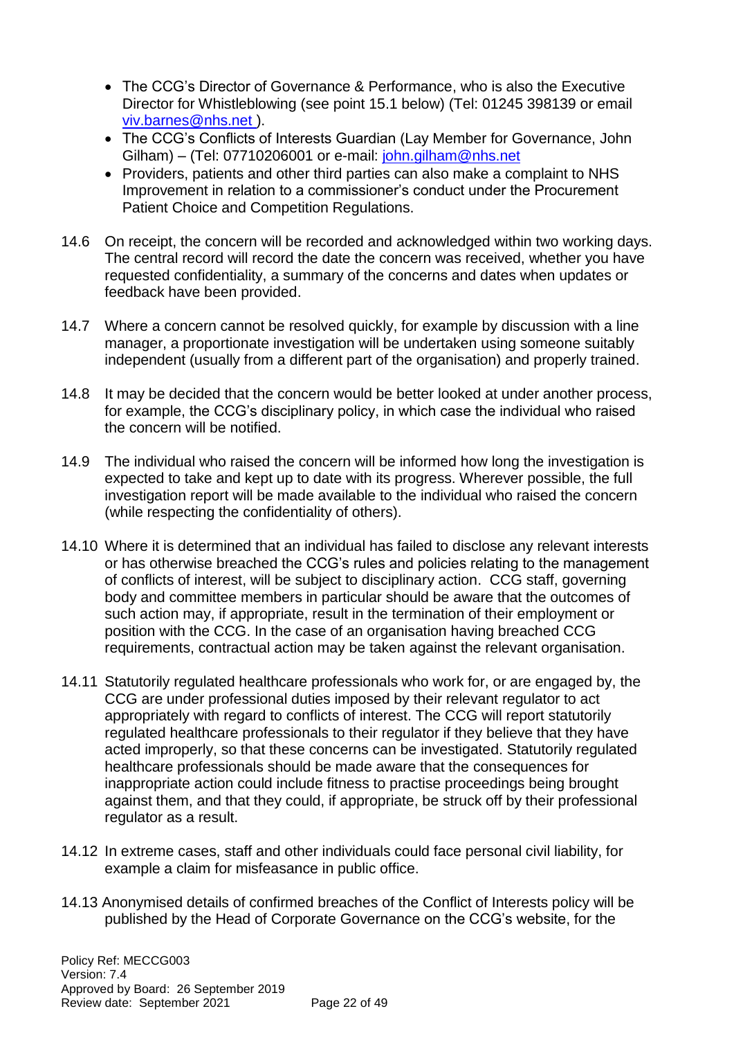- The CCG's Director of Governance & Performance, who is also the Executive Director for Whistleblowing (see point 15.1 below) (Tel: 01245 398139 or email viv.barnes@nhs.net ).
- The CCG's Conflicts of Interests Guardian (Lay Member for Governance, John Gilham) – (Tel: 07710206001 or e-mail: john.gilham@nhs.net
- Providers, patients and other third parties can also make a complaint to NHS Improvement in relation to a commissioner's conduct under the Procurement Patient Choice and Competition Regulations.

14.6 On receipt, the concern will be recorded and acknowledged within two working days. The central record will record the date the concern was received, whether you have requested confidentiality, a summary of the concerns and dates when updates or feedback have been provided.

14.7 Where a concern cannot be resolved quickly, for example by discussion with a line manager, a proportionate investigation will be undertaken using someone suitably independent (usually from a different part of the organisation) and properly trained.

14.8 It may be decided that the concern would be better looked at under another process, for example, the CCG's disciplinary policy, in which case the individual who raised the concern will be notified.

14.9 The individual who raised the concern will be informed how long the investigation is expected to take and kept up to date with its progress. Wherever possible, the full investigation report will be made available to the individual who raised the concern (while respecting the confidentiality of others).

14.10 Where it is determined that an individual has failed to disclose any relevant interests or has otherwise breached the CCG's rules and policies relating to the management of conflicts of interest, will be subject to disciplinary action. CCG staff, governing body and committee members in particular should be aware that the outcomes of such action may, if appropriate, result in the termination of their employment or position with the CCG. In the case of an organisation having breached CCG requirements, contractual action may be taken against the relevant organisation.

14.11 Statutorily regulated healthcare professionals who work for, or are engaged by, the CCG are under professional duties imposed by their relevant regulator to act appropriately with regard to conflicts of interest. The CCG will report statutorily regulated healthcare professionals to their regulator if they believe that they have acted improperly, so that these concerns can be investigated. Statutorily regulated healthcare professionals should be made aware that the consequences for inappropriate action could include fitness to practise proceedings being brought against them, and that they could, if appropriate, be struck off by their professional regulator as a result.

14.12 In extreme cases, staff and other individuals could face personal civil liability, for example a claim for misfeasance in public office.

14.13 Anonymised details of confirmed breaches of the Conflict of Interests policy will be published by the Head of Corporate Governance on the CCG's website, for the

Policy Ref: MECCG003
Version: 7.4
Approved by Board: 26 September 2019
Review date: September 2021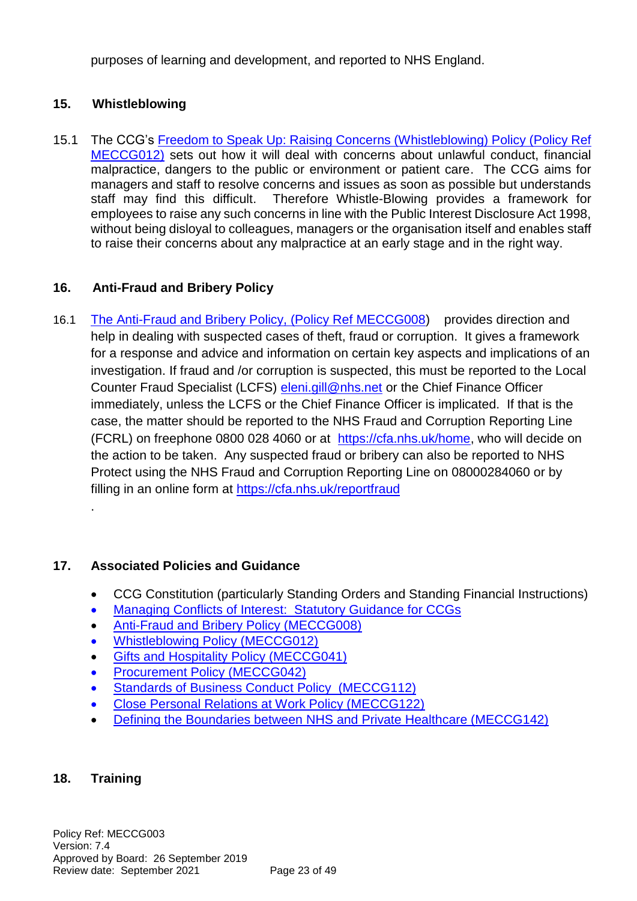purposes of learning and development, and reported to NHS England.

## 15. Whistleblowing

15.1 The CCG's Freedom to Speak Up: Raising Concerns (Whistleblowing) Policy (Policy Ref MECCG012) sets out how it will deal with concerns about unlawful conduct, financial malpractice, dangers to the public or environment or patient care. The CCG aims for managers and staff to resolve concerns and issues as soon as possible but understands staff may find this difficult. Therefore Whistle-Blowing provides a framework for employees to raise any such concerns in line with the Public Interest Disclosure Act 1998, without being disloyal to colleagues, managers or the organisation itself and enables staff to raise their concerns about any malpractice at an early stage and in the right way.

## 16. Anti-Fraud and Bribery Policy

16.1 The Anti-Fraud and Bribery Policy, (Policy Ref MECCG008) provides direction and help in dealing with suspected cases of theft, fraud or corruption. It gives a framework for a response and advice and information on certain key aspects and implications of an investigation. If fraud and /or corruption is suspected, this must be reported to the Local Counter Fraud Specialist (LCFS) eleni.gill@nhs.net or the Chief Finance Officer immediately, unless the LCFS or the Chief Finance Officer is implicated. If that is the case, the matter should be reported to the NHS Fraud and Corruption Reporting Line (FCRL) on freephone 0800 028 4060 or at https://cfa.nhs.uk/home, who will decide on the action to be taken. Any suspected fraud or bribery can also be reported to NHS Protect using the NHS Fraud and Corruption Reporting Line on 08000284060 or by filling in an online form at https://cfa.nhs.uk/reportfraud

.

## 17. Associated Policies and Guidance

- CCG Constitution (particularly Standing Orders and Standing Financial Instructions)
- Managing Conflicts of Interest: Statutory Guidance for CCGs
- Anti-Fraud and Bribery Policy (MECCG008)
- Whistleblowing Policy (MECCG012)
- Gifts and Hospitality Policy (MECCG041)
- Procurement Policy (MECCG042)
- Standards of Business Conduct Policy (MECCG112)
- Close Personal Relations at Work Policy (MECCG122)
- Defining the Boundaries between NHS and Private Healthcare (MECCG142)

## 18. Training

Policy Ref: MECCG003
Version: 7.4
Approved by Board: 26 September 2019
Review date: September 2021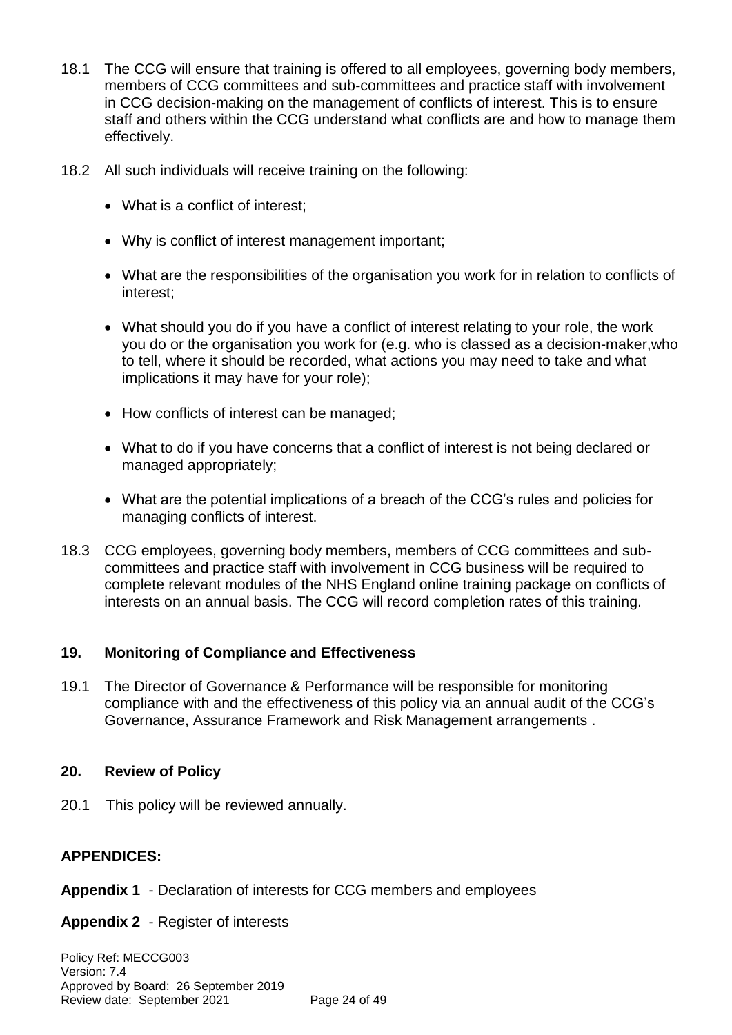18.1 The CCG will ensure that training is offered to all employees, governing body members, members of CCG committees and sub-committees and practice staff with involvement in CCG decision-making on the management of conflicts of interest. This is to ensure staff and others within the CCG understand what conflicts are and how to manage them effectively.

18.2 All such individuals will receive training on the following:

- What is a conflict of interest;
- Why is conflict of interest management important;
- What are the responsibilities of the organisation you work for in relation to conflicts of interest;
- What should you do if you have a conflict of interest relating to your role, the work you do or the organisation you work for (e.g. who is classed as a decision-maker,who to tell, where it should be recorded, what actions you may need to take and what implications it may have for your role);
- How conflicts of interest can be managed;
- What to do if you have concerns that a conflict of interest is not being declared or managed appropriately;
- What are the potential implications of a breach of the CCG's rules and policies for managing conflicts of interest.

18.3 CCG employees, governing body members, members of CCG committees and sub-committees and practice staff with involvement in CCG business will be required to complete relevant modules of the NHS England online training package on conflicts of interests on an annual basis. The CCG will record completion rates of this training.

## 19. Monitoring of Compliance and Effectiveness

19.1 The Director of Governance & Performance will be responsible for monitoring compliance with and the effectiveness of this policy via an annual audit of the CCG's Governance, Assurance Framework and Risk Management arrangements .

## 20. Review of Policy

20.1 This policy will be reviewed annually.

**APPENDICES:**

**Appendix 1** - Declaration of interests for CCG members and employees

**Appendix 2** - Register of interests

Policy Ref: MECCG003
Version: 7.4
Approved by Board: 26 September 2019
Review date: September 2021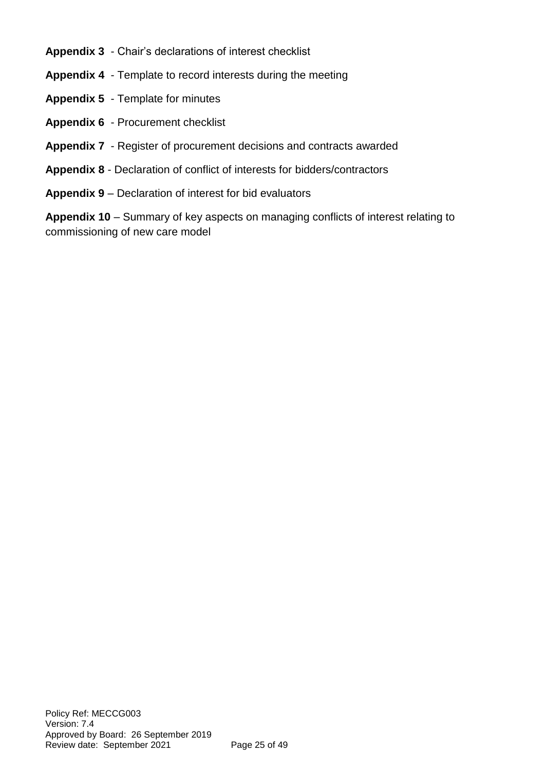**Appendix 3** - Chair's declarations of interest checklist

**Appendix 4** - Template to record interests during the meeting

**Appendix 5** - Template for minutes

**Appendix 6** - Procurement checklist

**Appendix 7** - Register of procurement decisions and contracts awarded

**Appendix 8** - Declaration of conflict of interests for bidders/contractors

**Appendix 9** – Declaration of interest for bid evaluators

**Appendix 10** – Summary of key aspects on managing conflicts of interest relating to commissioning of new care model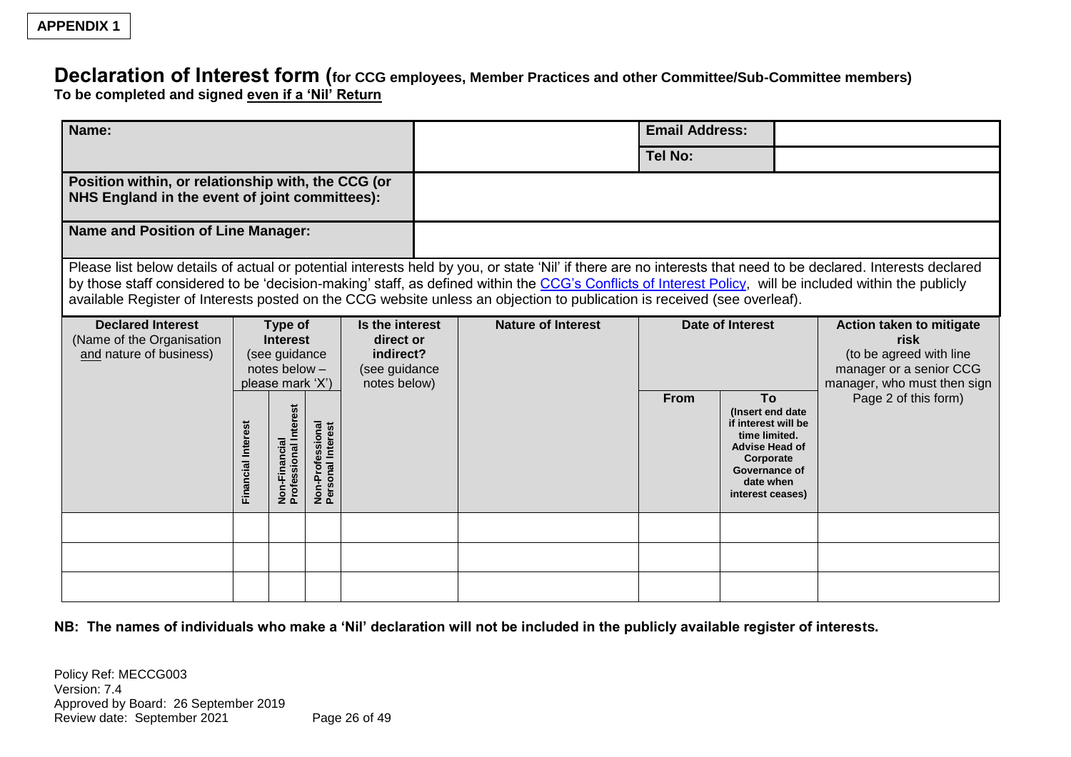**APPENDIX 1**

# Declaration of Interest form (for CCG employees, Member Practices and other Committee/Sub-Committee members)

**To be completed and signed even if a 'Nil' Return**

| **Name:** | | **Email Address:** | |
|---|---|---|---|
| | | **Tel No:** | |
| **Position within, or relationship with, the CCG (or NHS England in the event of joint committees):** | | | |
| **Name and Position of Line Manager:** | | | |

Please list below details of actual or potential interests held by you, or state 'Nil' if there are no interests that need to be declared. Interests declared by those staff considered to be 'decision-making' staff, as defined within the CCG's Conflicts of Interest Policy, will be included within the publicly available Register of Interests posted on the CCG website unless an objection to publication is received (see overleaf).

| **Declared Interest** (Name of the Organisation and nature of business) | **Type of Interest** (see guidance notes below – please mark 'X') | | | **Is the interest direct or indirect?** (see guidance notes below) | **Nature of Interest** | **Date of Interest** | | **Action taken to mitigate risk** (to be agreed with line manager or a senior CCG manager, who must then sign Page 2 of this form) |
|---|---|---|---|---|---|---|---|---|
| | **Financial Interest** | **Non-Financial Professional Interest** | **Non-Professional Personal Interest** | | | **From** | **To** (Insert end date if interest will be time limited. Advise Head of Corporate Governance of date when interest ceases) | |
| | | | | | | | | |
| | | | | | | | | |
| | | | | | | | | |

**NB: The names of individuals who make a 'Nil' declaration will not be included in the publicly available register of interests.**

Policy Ref: MECCG003
Version: 7.4
Approved by Board: 26 September 2019
Review date: September 2021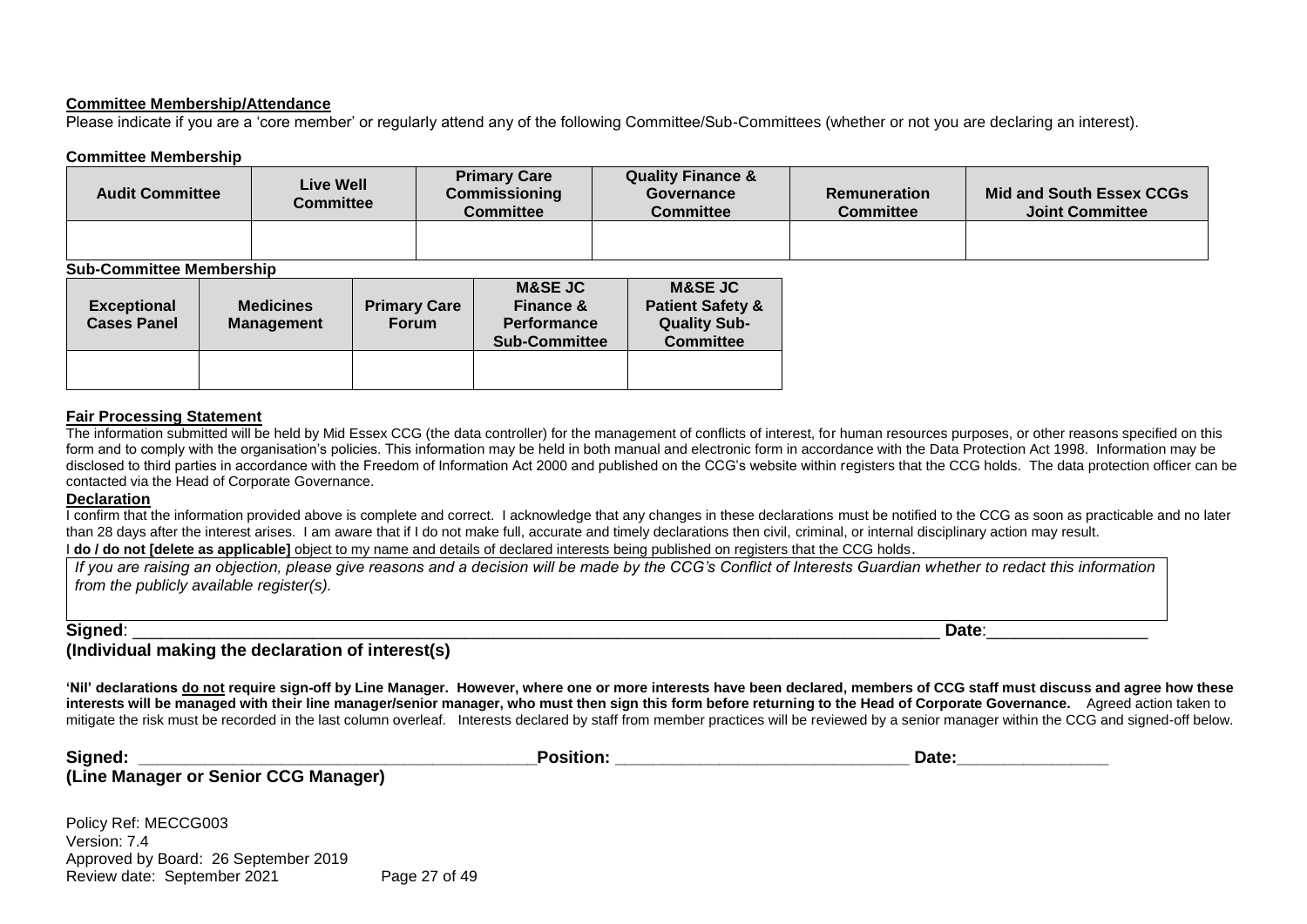**Committee Membership/Attendance**

Please indicate if you are a 'core member' or regularly attend any of the following Committee/Sub-Committees (whether or not you are declaring an interest).

**Committee Membership**

| Audit Committee | Live Well Committee | Primary Care Commissioning Committee | Quality Finance & Governance Committee | Remuneration Committee | Mid and South Essex CCGs Joint Committee |
|---|---|---|---|---|---|
| | | | | | |

**Sub-Committee Membership**

| Exceptional Cases Panel | Medicines Management | Primary Care Forum | M&SE JC Finance & Performance Sub-Committee | M&SE JC Patient Safety & Quality Sub-Committee |
|---|---|---|---|---|
| | | | | |

**Fair Processing Statement**

The information submitted will be held by Mid Essex CCG (the data controller) for the management of conflicts of interest, for human resources purposes, or other reasons specified on this form and to comply with the organisation's policies. This information may be held in both manual and electronic form in accordance with the Data Protection Act 1998. Information may be disclosed to third parties in accordance with the Freedom of Information Act 2000 and published on the CCG's website within registers that the CCG holds. The data protection officer can be contacted via the Head of Corporate Governance.

**Declaration**

I confirm that the information provided above is complete and correct. I acknowledge that any changes in these declarations must be notified to the CCG as soon as practicable and no later than 28 days after the interest arises. I am aware that if I do not make full, accurate and timely declarations then civil, criminal, or internal disciplinary action may result.

I **do / do not [delete as applicable]** object to my name and details of declared interests being published on registers that the CCG holds.

*If you are raising an objection, please give reasons and a decision will be made by the CCG's Conflict of Interests Guardian whether to redact this information from the publicly available register(s).*

**Signed**: ______________________________________________ **Date**:________________

**(Individual making the declaration of interest(s)**

**'Nil' declarations <u>do not</u> require sign-off by Line Manager. However, where one or more interests have been declared, members of CCG staff must discuss and agree how these interests will be managed with their line manager/senior manager, who must then sign this form before returning to the Head of Corporate Governance.** Agreed action taken to mitigate the risk must be recorded in the last column overleaf. Interests declared by staff from member practices will be reviewed by a senior manager within the CCG and signed-off below.

**Signed: ________________________________________ Position: ______________________________ Date:________________**

**(Line Manager or Senior CCG Manager)**

Policy Ref: MECCG003
Version: 7.4
Approved by Board: 26 September 2019
Review date: September 2021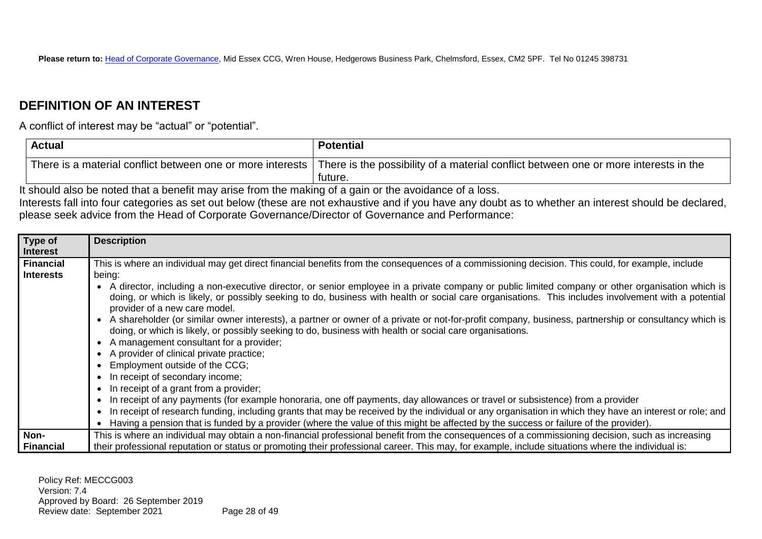**Please return to:** Head of Corporate Governance, Mid Essex CCG, Wren House, Hedgerows Business Park, Chelmsford, Essex, CM2 5PF. Tel No 01245 398731

## DEFINITION OF AN INTEREST

A conflict of interest may be "actual" or "potential".

| Actual | Potential |
|---|---|
| There is a material conflict between one or more interests | There is the possibility of a material conflict between one or more interests in the future. |

It should also be noted that a benefit may arise from the making of a gain or the avoidance of a loss.

Interests fall into four categories as set out below (these are not exhaustive and if you have any doubt as to whether an interest should be declared, please seek advice from the Head of Corporate Governance/Director of Governance and Performance:

| Type of Interest | Description |
|---|---|
| **Financial Interests** | This is where an individual may get direct financial benefits from the consequences of a commissioning decision. This could, for example, include being:<br>• A director, including a non-executive director, or senior employee in a private company or public limited company or other organisation which is doing, or which is likely, or possibly seeking to do, business with health or social care organisations. This includes involvement with a potential provider of a new care model.<br>• A shareholder (or similar owner interests), a partner or owner of a private or not-for-profit company, business, partnership or consultancy which is doing, or which is likely, or possibly seeking to do, business with health or social care organisations.<br>• A management consultant for a provider;<br>• A provider of clinical private practice;<br>• Employment outside of the CCG;<br>• In receipt of secondary income;<br>• In receipt of a grant from a provider;<br>• In receipt of any payments (for example honoraria, one off payments, day allowances or travel or subsistence) from a provider<br>• In receipt of research funding, including grants that may be received by the individual or any organisation in which they have an interest or role; and<br>• Having a pension that is funded by a provider (where the value of this might be affected by the success or failure of the provider). |
| **Non-Financial** | This is where an individual may obtain a non-financial professional benefit from the consequences of a commissioning decision, such as increasing their professional reputation or status or promoting their professional career. This may, for example, include situations where the individual is: |

Policy Ref: MECCG003
Version: 7.4
Approved by Board: 26 September 2019
Review date: September 2021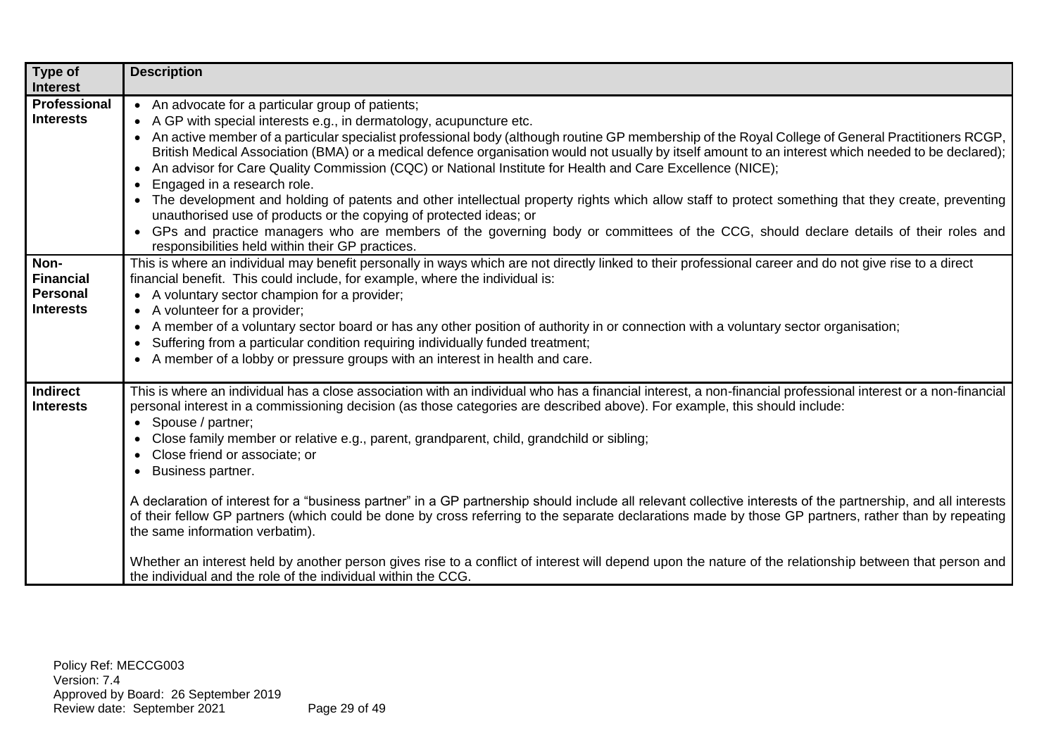| Type of Interest | Description |
|---|---|
| **Professional Interests** | • An advocate for a particular group of patients;<br>• A GP with special interests e.g., in dermatology, acupuncture etc.<br>• An active member of a particular specialist professional body (although routine GP membership of the Royal College of General Practitioners RCGP, British Medical Association (BMA) or a medical defence organisation would not usually by itself amount to an interest which needed to be declared);<br>• An advisor for Care Quality Commission (CQC) or National Institute for Health and Care Excellence (NICE);<br>• Engaged in a research role.<br>• The development and holding of patents and other intellectual property rights which allow staff to protect something that they create, preventing unauthorised use of products or the copying of protected ideas; or<br>• GPs and practice managers who are members of the governing body or committees of the CCG, should declare details of their roles and responsibilities held within their GP practices. |
| **Non-Financial Personal Interests** | This is where an individual may benefit personally in ways which are not directly linked to their professional career and do not give rise to a direct financial benefit. This could include, for example, where the individual is:<br>• A voluntary sector champion for a provider;<br>• A volunteer for a provider;<br>• A member of a voluntary sector board or has any other position of authority in or connection with a voluntary sector organisation;<br>• Suffering from a particular condition requiring individually funded treatment;<br>• A member of a lobby or pressure groups with an interest in health and care. |
| **Indirect Interests** | This is where an individual has a close association with an individual who has a financial interest, a non-financial professional interest or a non-financial personal interest in a commissioning decision (as those categories are described above). For example, this should include:<br>• Spouse / partner;<br>• Close family member or relative e.g., parent, grandparent, child, grandchild or sibling;<br>• Close friend or associate; or<br>• Business partner.<br><br>A declaration of interest for a "business partner" in a GP partnership should include all relevant collective interests of the partnership, and all interests of their fellow GP partners (which could be done by cross referring to the separate declarations made by those GP partners, rather than by repeating the same information verbatim).<br><br>Whether an interest held by another person gives rise to a conflict of interest will depend upon the nature of the relationship between that person and the individual and the role of the individual within the CCG. |

Policy Ref: MECCG003
Version: 7.4
Approved by Board: 26 September 2019
Review date: September 2021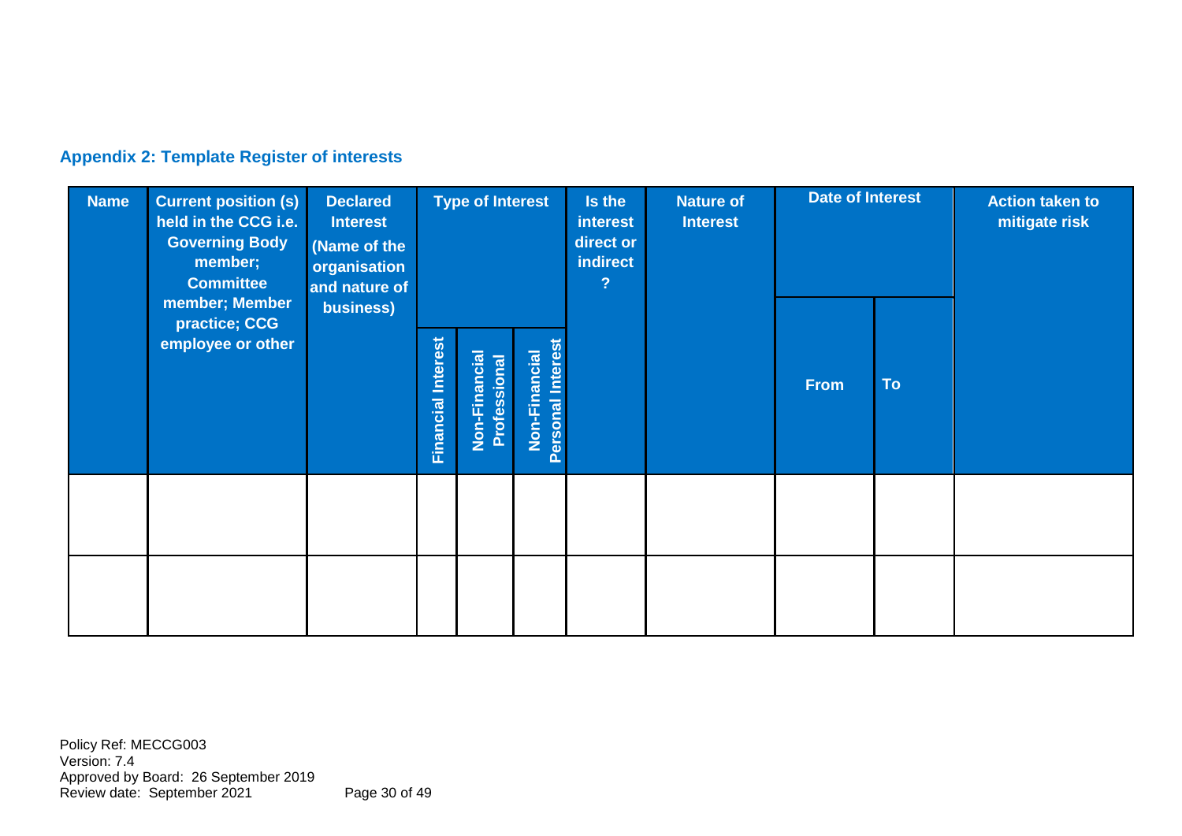## Appendix 2: Template Register of interests

| Name | Current position (s) held in the CCG i.e. Governing Body member; Committee member; Member practice; CCG employee or other | Declared Interest (Name of the organisation and nature of business) | Type of Interest | | | Is the interest direct or indirect ? | Nature of Interest | Date of Interest | | Action taken to mitigate risk |
|---|---|---|---|---|---|---|---|---|---|---|
| | | | Financial Interest | Non-Financial Professional | Non-Financial Personal Interest | | | From | To | |
| | | | | | | | | | | |
| | | | | | | | | | | |

Policy Ref: MECCG003
Version: 7.4
Approved by Board: 26 September 2019
Review date: September 2021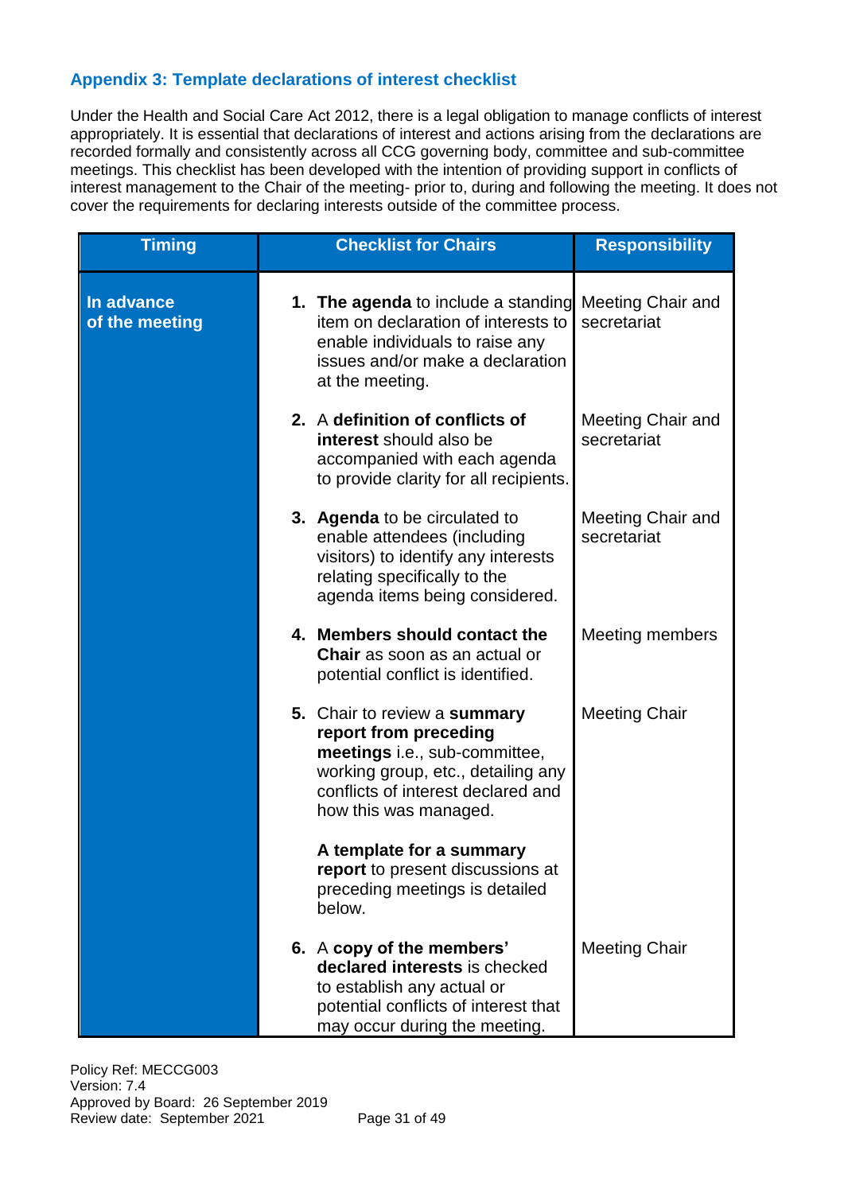### Appendix 3: Template declarations of interest checklist

Under the Health and Social Care Act 2012, there is a legal obligation to manage conflicts of interest appropriately. It is essential that declarations of interest and actions arising from the declarations are recorded formally and consistently across all CCG governing body, committee and sub-committee meetings. This checklist has been developed with the intention of providing support in conflicts of interest management to the Chair of the meeting- prior to, during and following the meeting. It does not cover the requirements for declaring interests outside of the committee process.

| Timing | Checklist for Chairs | Responsibility |
|---|---|---|
| **In advance of the meeting** | 1. **The agenda** to include a standing item on declaration of interests to enable individuals to raise any issues and/or make a declaration at the meeting. | Meeting Chair and secretariat |
| | 2. A **definition of conflicts of interest** should also be accompanied with each agenda to provide clarity for all recipients. | Meeting Chair and secretariat |
| | 3. **Agenda** to be circulated to enable attendees (including visitors) to identify any interests relating specifically to the agenda items being considered. | Meeting Chair and secretariat |
| | 4. **Members should contact the Chair** as soon as an actual or potential conflict is identified. | Meeting members |
| | 5. Chair to review a **summary report from preceding meetings** i.e., sub-committee, working group, etc., detailing any conflicts of interest declared and how this was managed. **A template for a summary report** to present discussions at preceding meetings is detailed below. | Meeting Chair |
| | 6. A **copy of the members' declared interests** is checked to establish any actual or potential conflicts of interest that may occur during the meeting. | Meeting Chair |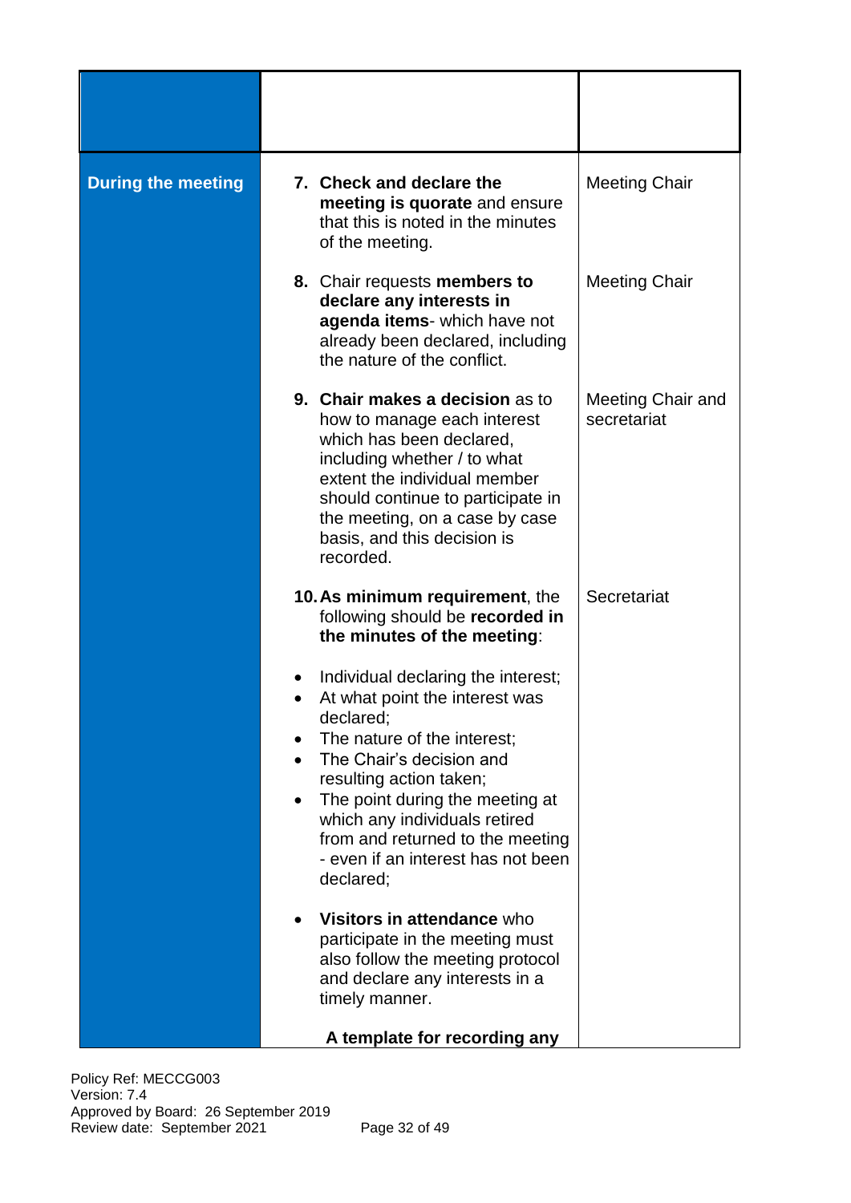| | | |
|---|---|---|
| **During the meeting** | 7. **Check and declare the meeting is quorate** and ensure that this is noted in the minutes of the meeting. | Meeting Chair |
| | 8. Chair requests **members to declare any interests in agenda items**- which have not already been declared, including the nature of the conflict. | Meeting Chair |
| | 9. **Chair makes a decision** as to how to manage each interest which has been declared, including whether / to what extent the individual member should continue to participate in the meeting, on a case by case basis, and this decision is recorded. | Meeting Chair and secretariat |
| | 10. **As minimum requirement**, the following should be **recorded in the minutes of the meeting**:<br><br>• Individual declaring the interest;<br>• At what point the interest was declared;<br>• The nature of the interest;<br>• The Chair's decision and resulting action taken;<br>• The point during the meeting at which any individuals retired from and returned to the meeting - even if an interest has not been declared;<br><br>• **Visitors in attendance** who participate in the meeting must also follow the meeting protocol and declare any interests in a timely manner.<br><br>**A template for recording any** | Secretariat |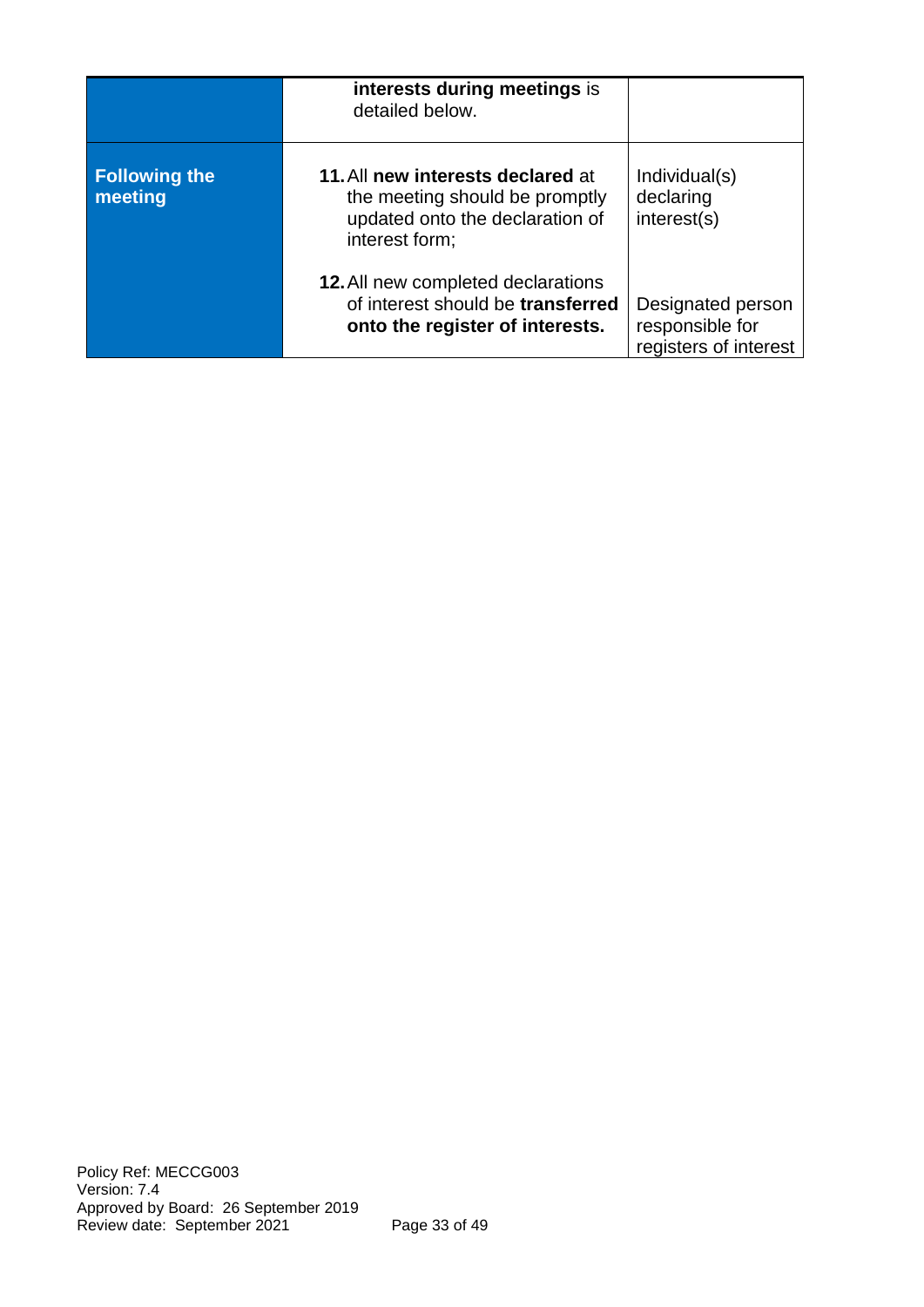| | | |
|---|---|---|
| | **interests during meetings** is detailed below. | |
| **Following the meeting** | 11. All **new interests declared** at the meeting should be promptly updated onto the declaration of interest form; | Individual(s) declaring interest(s) |
| | 12. All new completed declarations of interest should be **transferred onto the register of interests.** | Designated person responsible for registers of interest |

Policy Ref: MECCG003
Version: 7.4
Approved by Board: 26 September 2019
Review date: September 2021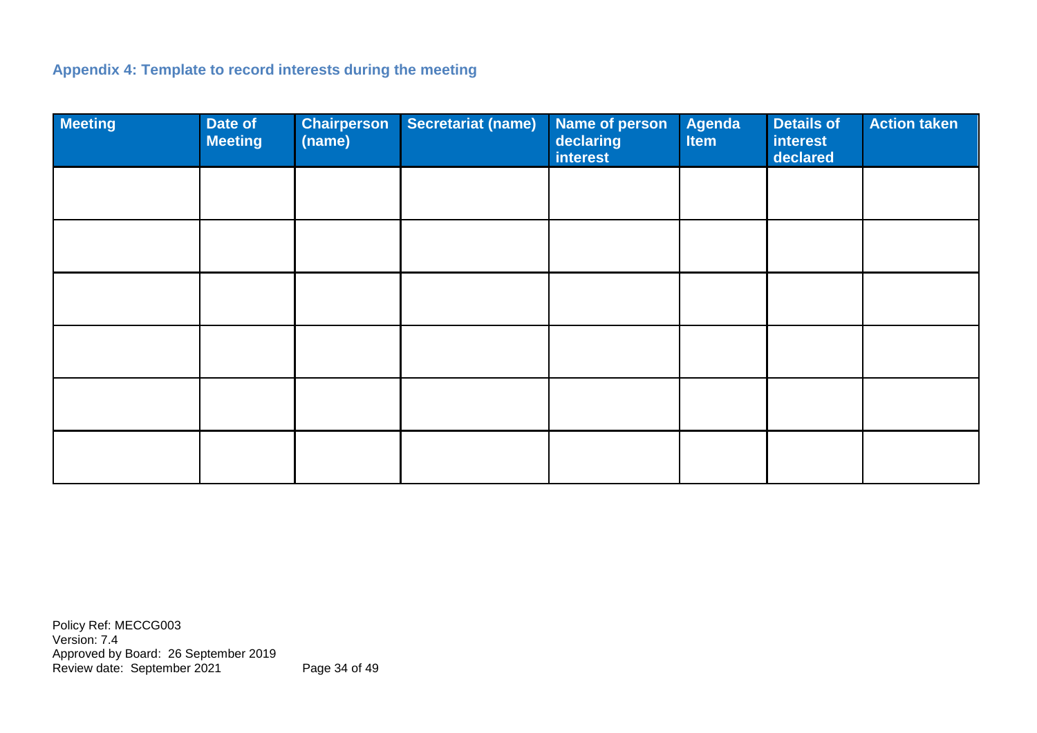## Appendix 4: Template to record interests during the meeting

| Meeting | Date of Meeting | Chairperson (name) | Secretariat (name) | Name of person declaring interest | Agenda Item | Details of interest declared | Action taken |
|---|---|---|---|---|---|---|---|
| | | | | | | | |
| | | | | | | | |
| | | | | | | | |
| | | | | | | | |
| | | | | | | | |
| | | | | | | | |

Policy Ref: MECCG003
Version: 7.4
Approved by Board: 26 September 2019
Review date: September 2021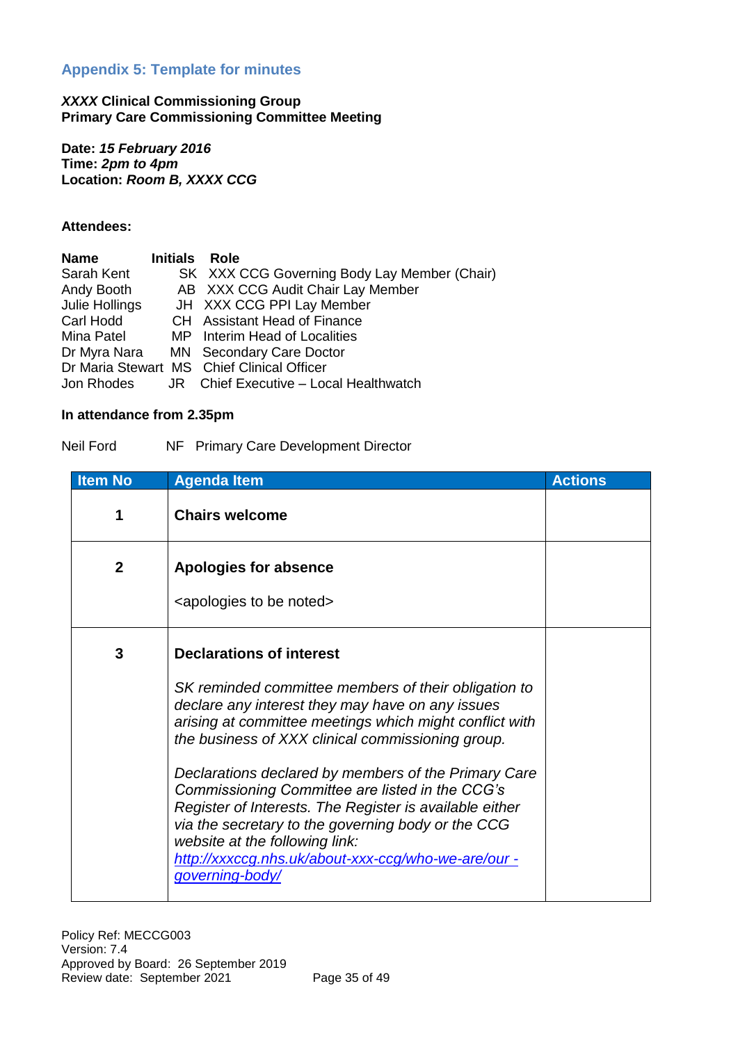## Appendix 5: Template for minutes

***XXXX* Clinical Commissioning Group**
**Primary Care Commissioning Committee Meeting**

**Date: *15 February 2016***
**Time: *2pm to 4pm***
**Location: *Room B, XXXX CCG***

**Attendees:**

| Name | Initials | Role |
|---|---|---|
| Sarah Kent | SK | XXX CCG Governing Body Lay Member (Chair) |
| Andy Booth | AB | XXX CCG Audit Chair Lay Member |
| Julie Hollings | JH | XXX CCG PPI Lay Member |
| Carl Hodd | CH | Assistant Head of Finance |
| Mina Patel | MP | Interim Head of Localities |
| Dr Myra Nara | MN | Secondary Care Doctor |
| Dr Maria Stewart | MS | Chief Clinical Officer |
| Jon Rhodes | JR | Chief Executive – Local Healthwatch |

**In attendance from 2.35pm**

| | | |
|---|---|---|
| Neil Ford | NF | Primary Care Development Director |

| Item No | Agenda Item | Actions |
|---|---|---|
| 1 | **Chairs welcome** | |
| 2 | **Apologies for absence**<br><br><apologies to be noted> | |
| 3 | **Declarations of interest**<br><br>*SK reminded committee members of their obligation to declare any interest they may have on any issues arising at committee meetings which might conflict with the business of XXX clinical commissioning group.*<br><br>*Declarations declared by members of the Primary Care Commissioning Committee are listed in the CCG's Register of Interests. The Register is available either via the secretary to the governing body or the CCG website at the following link:* *http://xxxccg.nhs.uk/about-xxx-ccg/who-we-are/our -governing-body/* | |

Policy Ref: MECCG003
Version: 7.4
Approved by Board: 26 September 2019
Review date: September 2021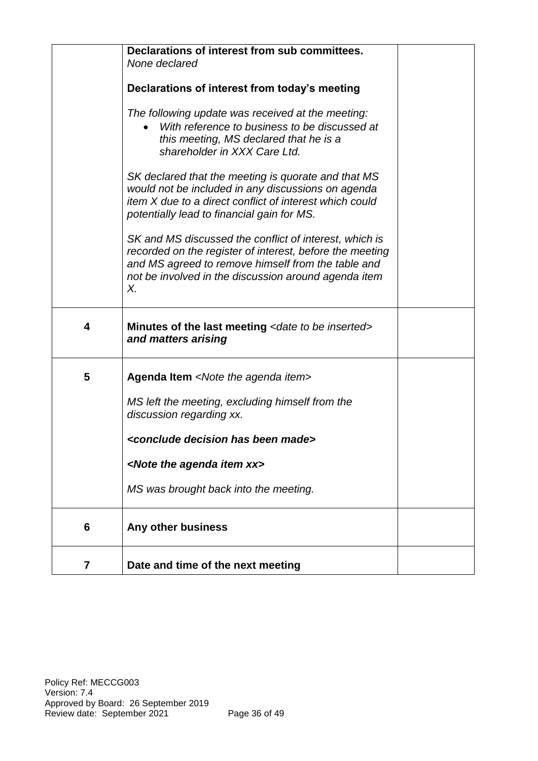| | | |
|---|---|---|
| | **Declarations of interest from sub committees.**<br>*None declared*<br><br>**Declarations of interest from today's meeting**<br><br>*The following update was received at the meeting:*<br>• *With reference to business to be discussed at this meeting, MS declared that he is a shareholder in XXX Care Ltd.*<br><br>*SK declared that the meeting is quorate and that MS would not be included in any discussions on agenda item X due to a direct conflict of interest which could potentially lead to financial gain for MS.*<br><br>*SK and MS discussed the conflict of interest, which is recorded on the register of interest, before the meeting and MS agreed to remove himself from the table and not be involved in the discussion around agenda item X.* | |
| **4** | **Minutes of the last meeting** <*date to be inserted*> ***and matters arising*** | |
| **5** | **Agenda Item** <*Note the agenda item*><br><br>*MS left the meeting, excluding himself from the discussion regarding xx.*<br><br>***<conclude decision has been made>***<br><br>***<Note the agenda item xx>***<br><br>*MS was brought back into the meeting.* | |
| **6** | **Any other business** | |
| **7** | **Date and time of the next meeting** | |

Policy Ref: MECCG003
Version: 7.4
Approved by Board: 26 September 2019
Review date: September 2021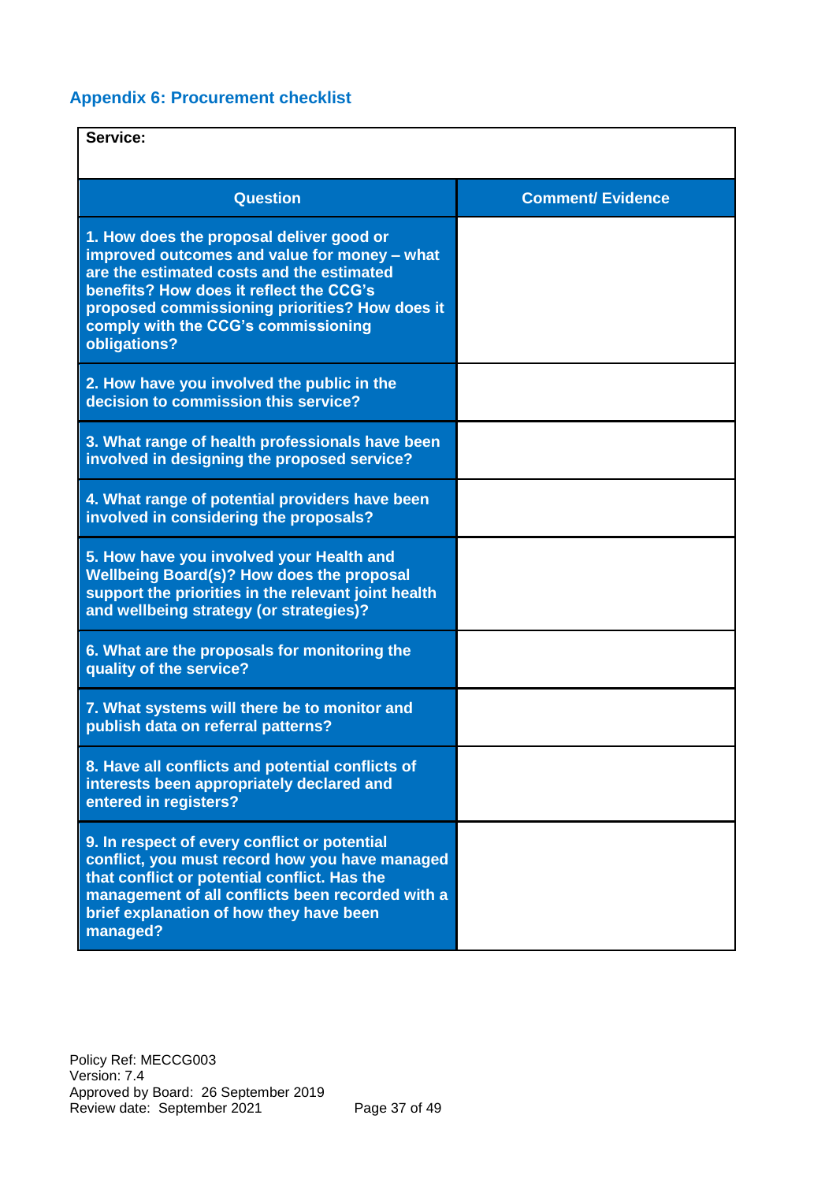## Appendix 6: Procurement checklist

| Service: | |
|---|---|
| **Question** | **Comment/ Evidence** |
| **1. How does the proposal deliver good or improved outcomes and value for money – what are the estimated costs and the estimated benefits? How does it reflect the CCG's proposed commissioning priorities? How does it comply with the CCG's commissioning obligations?** | |
| **2. How have you involved the public in the decision to commission this service?** | |
| **3. What range of health professionals have been involved in designing the proposed service?** | |
| **4. What range of potential providers have been involved in considering the proposals?** | |
| **5. How have you involved your Health and Wellbeing Board(s)? How does the proposal support the priorities in the relevant joint health and wellbeing strategy (or strategies)?** | |
| **6. What are the proposals for monitoring the quality of the service?** | |
| **7. What systems will there be to monitor and publish data on referral patterns?** | |
| **8. Have all conflicts and potential conflicts of interests been appropriately declared and entered in registers?** | |
| **9. In respect of every conflict or potential conflict, you must record how you have managed that conflict or potential conflict. Has the management of all conflicts been recorded with a brief explanation of how they have been managed?** | |

Policy Ref: MECCG003
Version: 7.4
Approved by Board: 26 September 2019
Review date: September 2021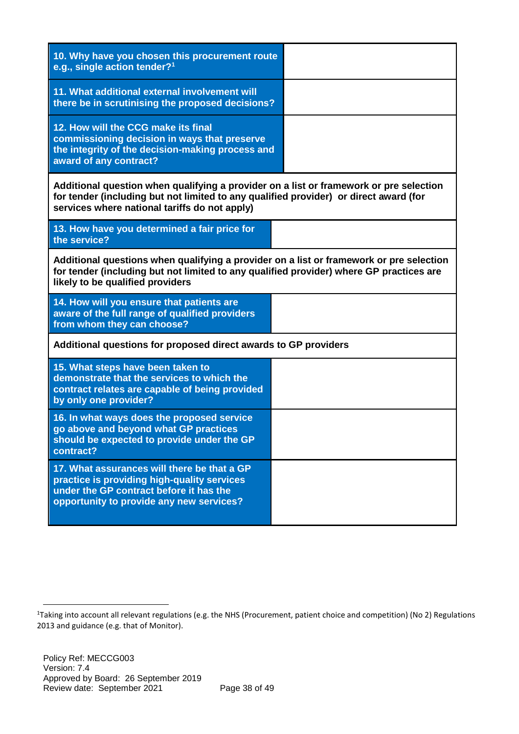| | |
|---|---|
| **10. Why have you chosen this procurement route e.g., single action tender?[1]** | |
| **11. What additional external involvement will there be in scrutinising the proposed decisions?** | |
| **12. How will the CCG make its final commissioning decision in ways that preserve the integrity of the decision-making process and award of any contract?** | |
| **Additional question when qualifying a provider on a list or framework or pre selection for tender (including but not limited to any qualified provider) or direct award (for services where national tariffs do not apply)** | |
| **13. How have you determined a fair price for the service?** | |
| **Additional questions when qualifying a provider on a list or framework or pre selection for tender (including but not limited to any qualified provider) where GP practices are likely to be qualified providers** | |
| **14. How will you ensure that patients are aware of the full range of qualified providers from whom they can choose?** | |
| **Additional questions for proposed direct awards to GP providers** | |
| **15. What steps have been taken to demonstrate that the services to which the contract relates are capable of being provided by only one provider?** | |
| **16. In what ways does the proposed service go above and beyond what GP practices should be expected to provide under the GP contract?** | |
| **17. What assurances will there be that a GP practice is providing high-quality services under the GP contract before it has the opportunity to provide any new services?** | |

[1]Taking into account all relevant regulations (e.g. the NHS (Procurement, patient choice and competition) (No 2) Regulations 2013 and guidance (e.g. that of Monitor).

Policy Ref: MECCG003
Version: 7.4
Approved by Board: 26 September 2019
Review date: September 2021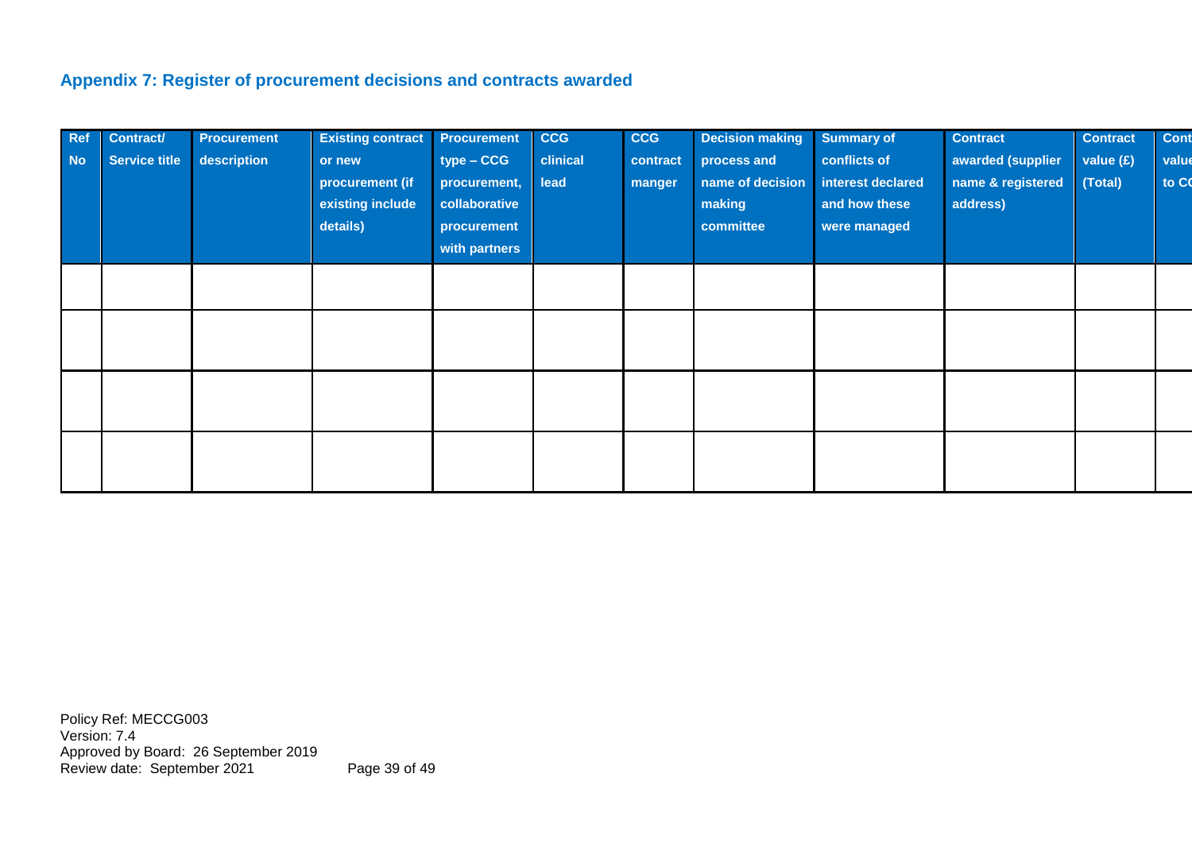### Appendix 7: Register of procurement decisions and contracts awarded

| Ref No | Contract/ Service title | Procurement description | Existing contract or new procurement (if existing include details) | Procurement type – CCG procurement, collaborative procurement with partners | CCG clinical lead | CCG contract manger | Decision making process and name of decision making committee | Summary of conflicts of interest declared and how these were managed | Contract awarded (supplier name & registered address) | Contract value (£) (Total) | Cont value to CC |
|---|---|---|---|---|---|---|---|---|---|---|---|
| | | | | | | | | | | | |
| | | | | | | | | | | | |
| | | | | | | | | | | | |
| | | | | | | | | | | | |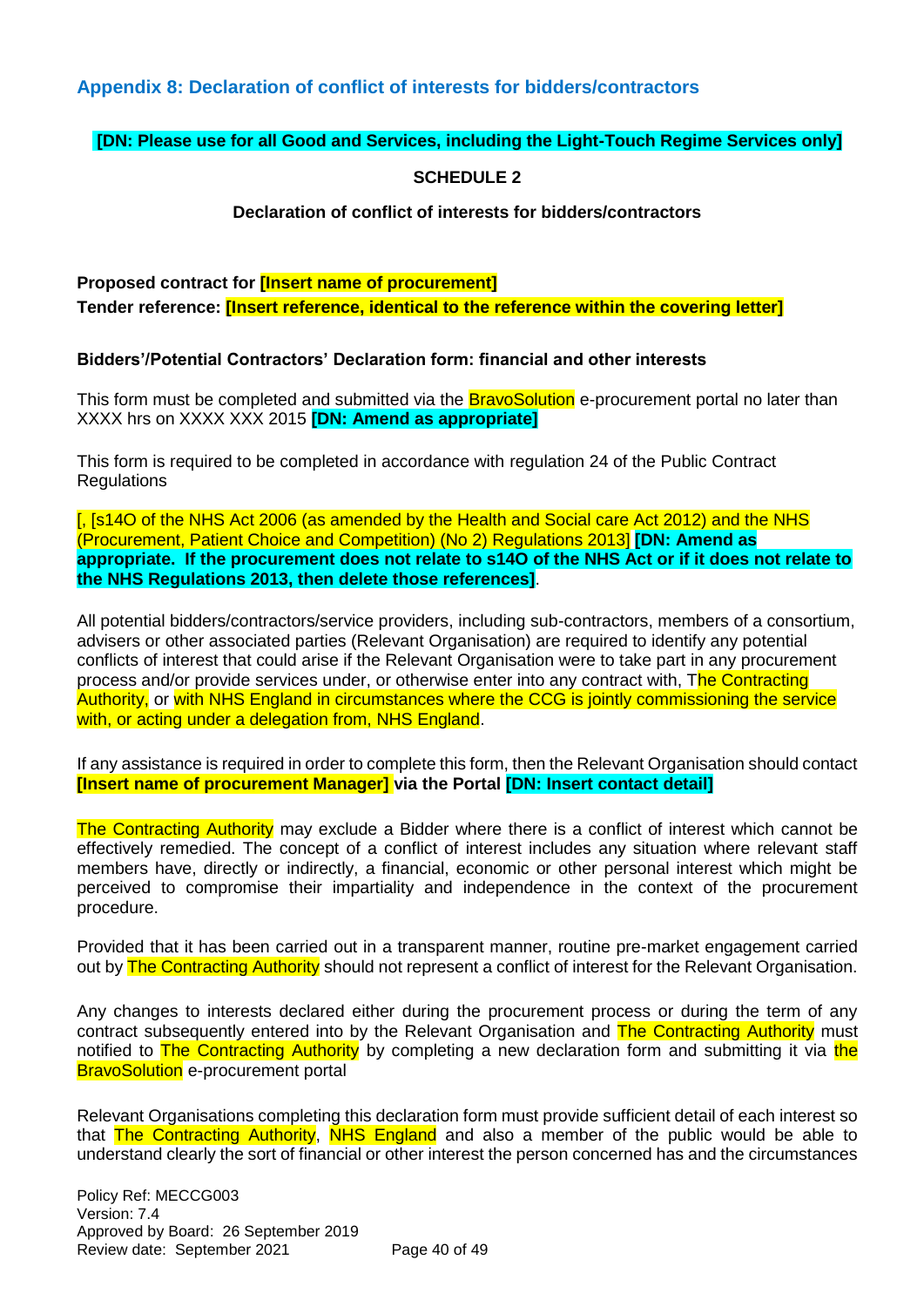## Appendix 8: Declaration of conflict of interests for bidders/contractors

**[DN: Please use for all Good and Services, including the Light-Touch Regime Services only]**

**SCHEDULE 2**

**Declaration of conflict of interests for bidders/contractors**

**Proposed contract for [Insert name of procurement]**
**Tender reference: [Insert reference, identical to the reference within the covering letter]**

**Bidders'/Potential Contractors' Declaration form: financial and other interests**

This form must be completed and submitted via the BravoSolution e-procurement portal no later than XXXX hrs on XXXX XXX 2015 **[DN: Amend as appropriate]**

This form is required to be completed in accordance with regulation 24 of the Public Contract Regulations

[, [s14O of the NHS Act 2006 (as amended by the Health and Social care Act 2012) and the NHS (Procurement, Patient Choice and Competition) (No 2) Regulations 2013] **[DN: Amend as appropriate. If the procurement does not relate to s14O of the NHS Act or if it does not relate to the NHS Regulations 2013, then delete those references]**.

All potential bidders/contractors/service providers, including sub-contractors, members of a consortium, advisers or other associated parties (Relevant Organisation) are required to identify any potential conflicts of interest that could arise if the Relevant Organisation were to take part in any procurement process and/or provide services under, or otherwise enter into any contract with, The Contracting Authority, or with NHS England in circumstances where the CCG is jointly commissioning the service with, or acting under a delegation from, NHS England.

If any assistance is required in order to complete this form, then the Relevant Organisation should contact **[Insert name of procurement Manager] via the Portal [DN: Insert contact detail]**

The Contracting Authority may exclude a Bidder where there is a conflict of interest which cannot be effectively remedied. The concept of a conflict of interest includes any situation where relevant staff members have, directly or indirectly, a financial, economic or other personal interest which might be perceived to compromise their impartiality and independence in the context of the procurement procedure.

Provided that it has been carried out in a transparent manner, routine pre-market engagement carried out by The Contracting Authority should not represent a conflict of interest for the Relevant Organisation.

Any changes to interests declared either during the procurement process or during the term of any contract subsequently entered into by the Relevant Organisation and The Contracting Authority must notified to The Contracting Authority by completing a new declaration form and submitting it via the BravoSolution e-procurement portal

Relevant Organisations completing this declaration form must provide sufficient detail of each interest so that The Contracting Authority, NHS England and also a member of the public would be able to understand clearly the sort of financial or other interest the person concerned has and the circumstances

Policy Ref: MECCG003
Version: 7.4
Approved by Board: 26 September 2019
Review date: September 2021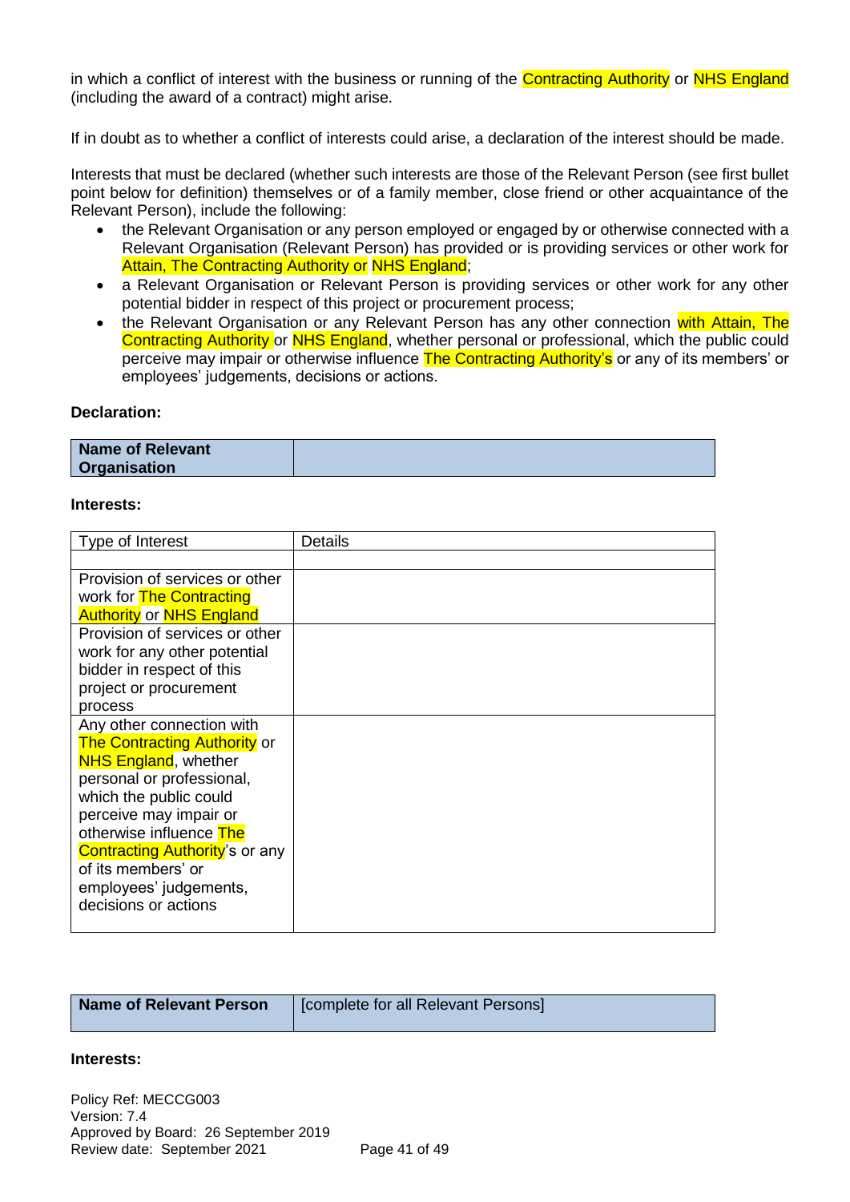in which a conflict of interest with the business or running of the Contracting Authority or NHS England (including the award of a contract) might arise.

If in doubt as to whether a conflict of interests could arise, a declaration of the interest should be made.

Interests that must be declared (whether such interests are those of the Relevant Person (see first bullet point below for definition) themselves or of a family member, close friend or other acquaintance of the Relevant Person), include the following:

- the Relevant Organisation or any person employed or engaged by or otherwise connected with a Relevant Organisation (Relevant Person) has provided or is providing services or other work for Attain, The Contracting Authority or NHS England;
- a Relevant Organisation or Relevant Person is providing services or other work for any other potential bidder in respect of this project or procurement process;
- the Relevant Organisation or any Relevant Person has any other connection with Attain, The Contracting Authority or NHS England, whether personal or professional, which the public could perceive may impair or otherwise influence The Contracting Authority's or any of its members' or employees' judgements, decisions or actions.

**Declaration:**

| **Name of Relevant Organisation** | |
|---|---|

**Interests:**

| Type of Interest | Details |
|---|---|
| | |
| Provision of services or other work for The Contracting Authority or NHS England | |
| Provision of services or other work for any other potential bidder in respect of this project or procurement process | |
| Any other connection with The Contracting Authority or NHS England, whether personal or professional, which the public could perceive may impair or otherwise influence The Contracting Authority's or any of its members' or employees' judgements, decisions or actions | |

| **Name of Relevant Person** | [complete for all Relevant Persons] |
|---|---|

**Interests:**

Policy Ref: MECCG003
Version: 7.4
Approved by Board: 26 September 2019
Review date: September 2021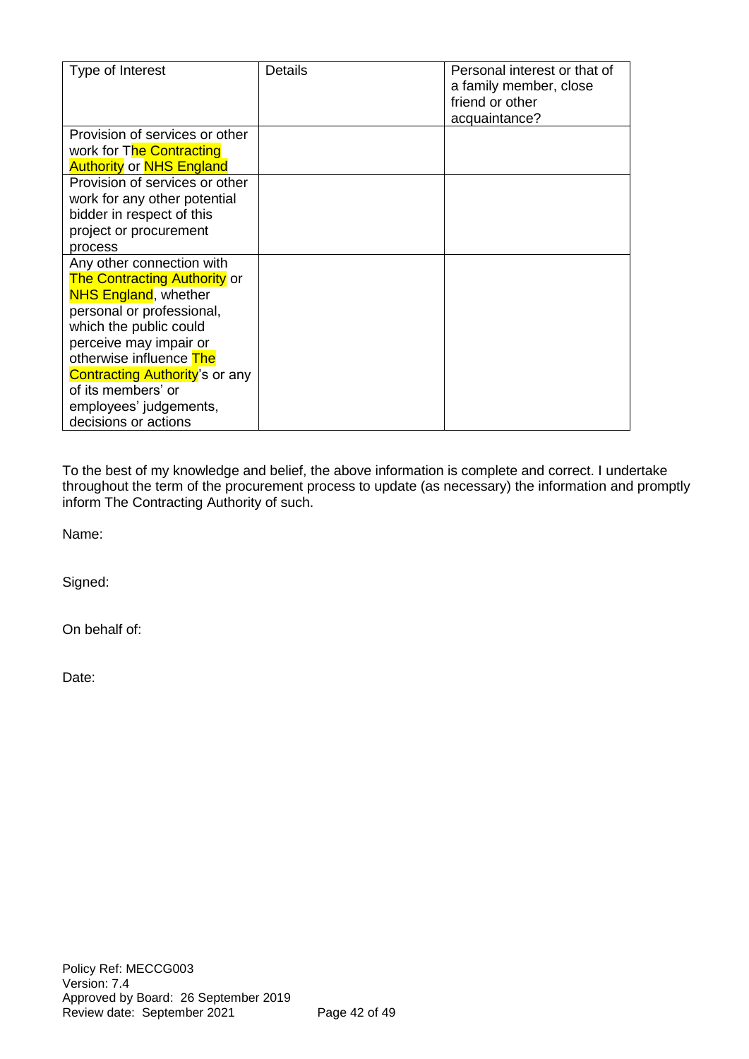| Type of Interest | Details | Personal interest or that of a family member, close friend or other acquaintance? |
|---|---|---|
| Provision of services or other work for The Contracting Authority or NHS England | | |
| Provision of services or other work for any other potential bidder in respect of this project or procurement process | | |
| Any other connection with The Contracting Authority or NHS England, whether personal or professional, which the public could perceive may impair or otherwise influence The Contracting Authority's or any of its members' or employees' judgements, decisions or actions | | |

To the best of my knowledge and belief, the above information is complete and correct. I undertake throughout the term of the procurement process to update (as necessary) the information and promptly inform The Contracting Authority of such.

Name:

Signed:

On behalf of:

Date:

Policy Ref: MECCG003
Version: 7.4
Approved by Board: 26 September 2019
Review date: September 2021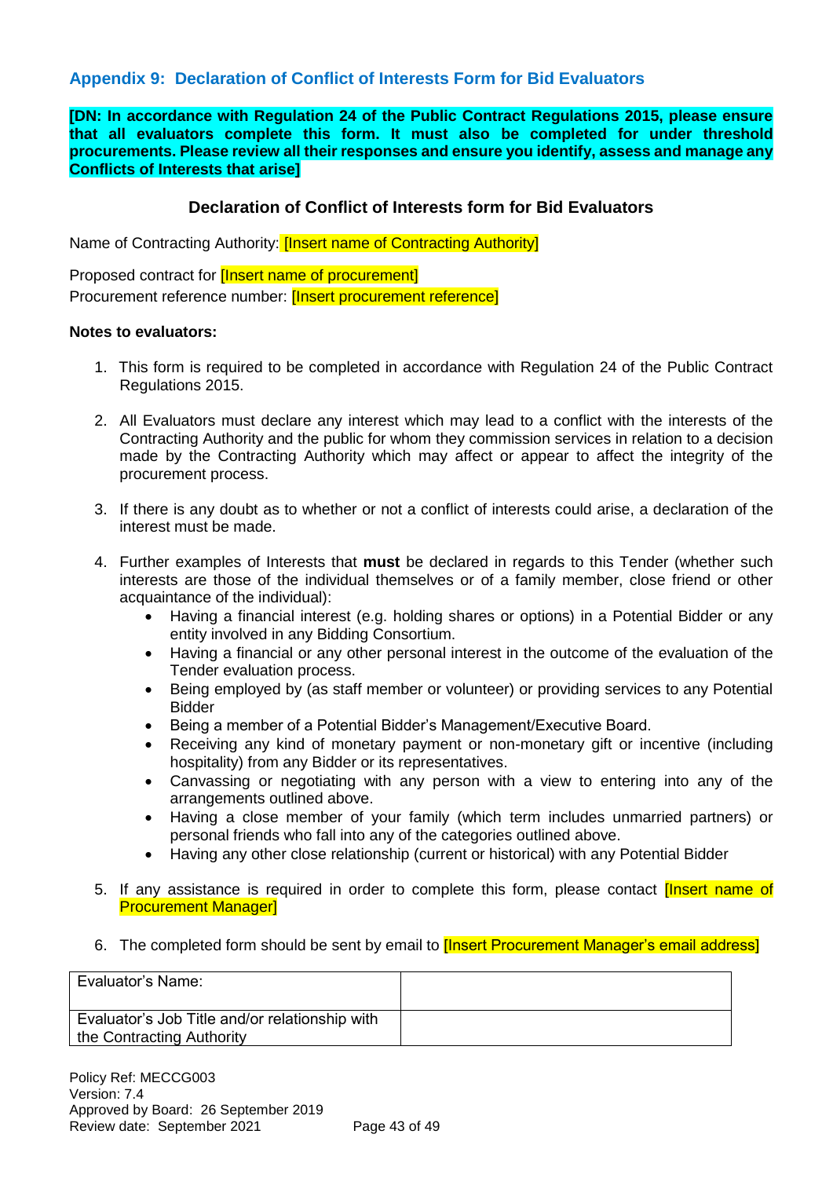## Appendix 9: Declaration of Conflict of Interests Form for Bid Evaluators

**[DN: In accordance with Regulation 24 of the Public Contract Regulations 2015, please ensure that all evaluators complete this form. It must also be completed for under threshold procurements. Please review all their responses and ensure you identify, assess and manage any Conflicts of Interests that arise]**

### Declaration of Conflict of Interests form for Bid Evaluators

Name of Contracting Authority: [Insert name of Contracting Authority]

Proposed contract for [Insert name of procurement]
Procurement reference number: [Insert procurement reference]

**Notes to evaluators:**

1. This form is required to be completed in accordance with Regulation 24 of the Public Contract Regulations 2015.

2. All Evaluators must declare any interest which may lead to a conflict with the interests of the Contracting Authority and the public for whom they commission services in relation to a decision made by the Contracting Authority which may affect or appear to affect the integrity of the procurement process.

3. If there is any doubt as to whether or not a conflict of interests could arise, a declaration of the interest must be made.

4. Further examples of Interests that **must** be declared in regards to this Tender (whether such interests are those of the individual themselves or of a family member, close friend or other acquaintance of the individual):
   - Having a financial interest (e.g. holding shares or options) in a Potential Bidder or any entity involved in any Bidding Consortium.
   - Having a financial or any other personal interest in the outcome of the evaluation of the Tender evaluation process.
   - Being employed by (as staff member or volunteer) or providing services to any Potential Bidder
   - Being a member of a Potential Bidder's Management/Executive Board.
   - Receiving any kind of monetary payment or non-monetary gift or incentive (including hospitality) from any Bidder or its representatives.
   - Canvassing or negotiating with any person with a view to entering into any of the arrangements outlined above.
   - Having a close member of your family (which term includes unmarried partners) or personal friends who fall into any of the categories outlined above.
   - Having any other close relationship (current or historical) with any Potential Bidder

5. If any assistance is required in order to complete this form, please contact [Insert name of Procurement Manager]

6. The completed form should be sent by email to [Insert Procurement Manager's email address]

| Evaluator's Name: | |
|---|---|
| Evaluator's Job Title and/or relationship with the Contracting Authority | |

Policy Ref: MECCG003
Version: 7.4
Approved by Board: 26 September 2019
Review date: September 2021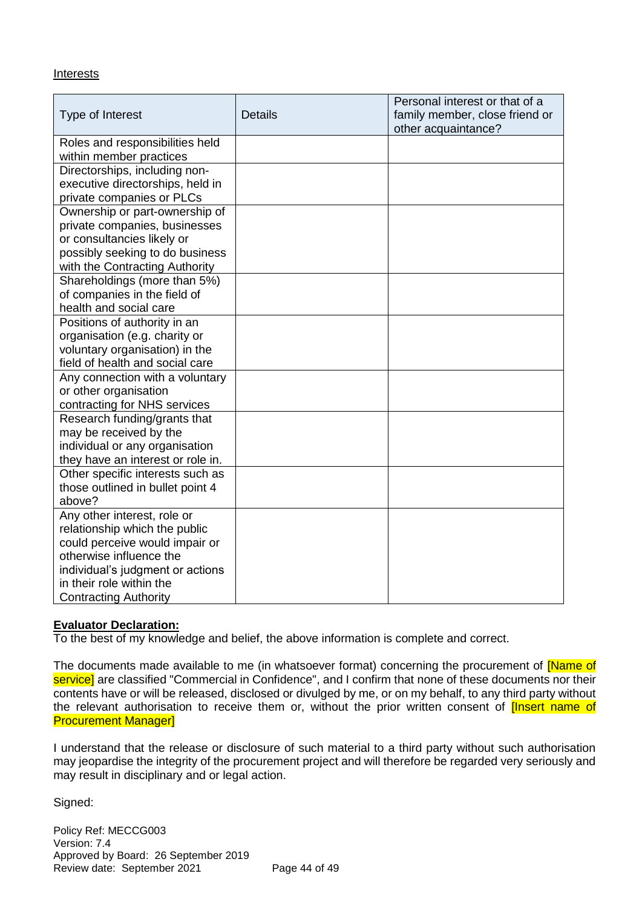Interests

| Type of Interest | Details | Personal interest or that of a family member, close friend or other acquaintance? |
|---|---|---|
| Roles and responsibilities held within member practices | | |
| Directorships, including non-executive directorships, held in private companies or PLCs | | |
| Ownership or part-ownership of private companies, businesses or consultancies likely or possibly seeking to do business with the Contracting Authority | | |
| Shareholdings (more than 5%) of companies in the field of health and social care | | |
| Positions of authority in an organisation (e.g. charity or voluntary organisation) in the field of health and social care | | |
| Any connection with a voluntary or other organisation contracting for NHS services | | |
| Research funding/grants that may be received by the individual or any organisation they have an interest or role in. | | |
| Other specific interests such as those outlined in bullet point 4 above? | | |
| Any other interest, role or relationship which the public could perceive would impair or otherwise influence the individual's judgment or actions in their role within the Contracting Authority | | |

**Evaluator Declaration:**

To the best of my knowledge and belief, the above information is complete and correct.

The documents made available to me (in whatsoever format) concerning the procurement of [Name of service] are classified "Commercial in Confidence", and I confirm that none of these documents nor their contents have or will be released, disclosed or divulged by me, or on my behalf, to any third party without the relevant authorisation to receive them or, without the prior written consent of [Insert name of Procurement Manager]

I understand that the release or disclosure of such material to a third party without such authorisation may jeopardise the integrity of the procurement project and will therefore be regarded very seriously and may result in disciplinary and or legal action.

Signed: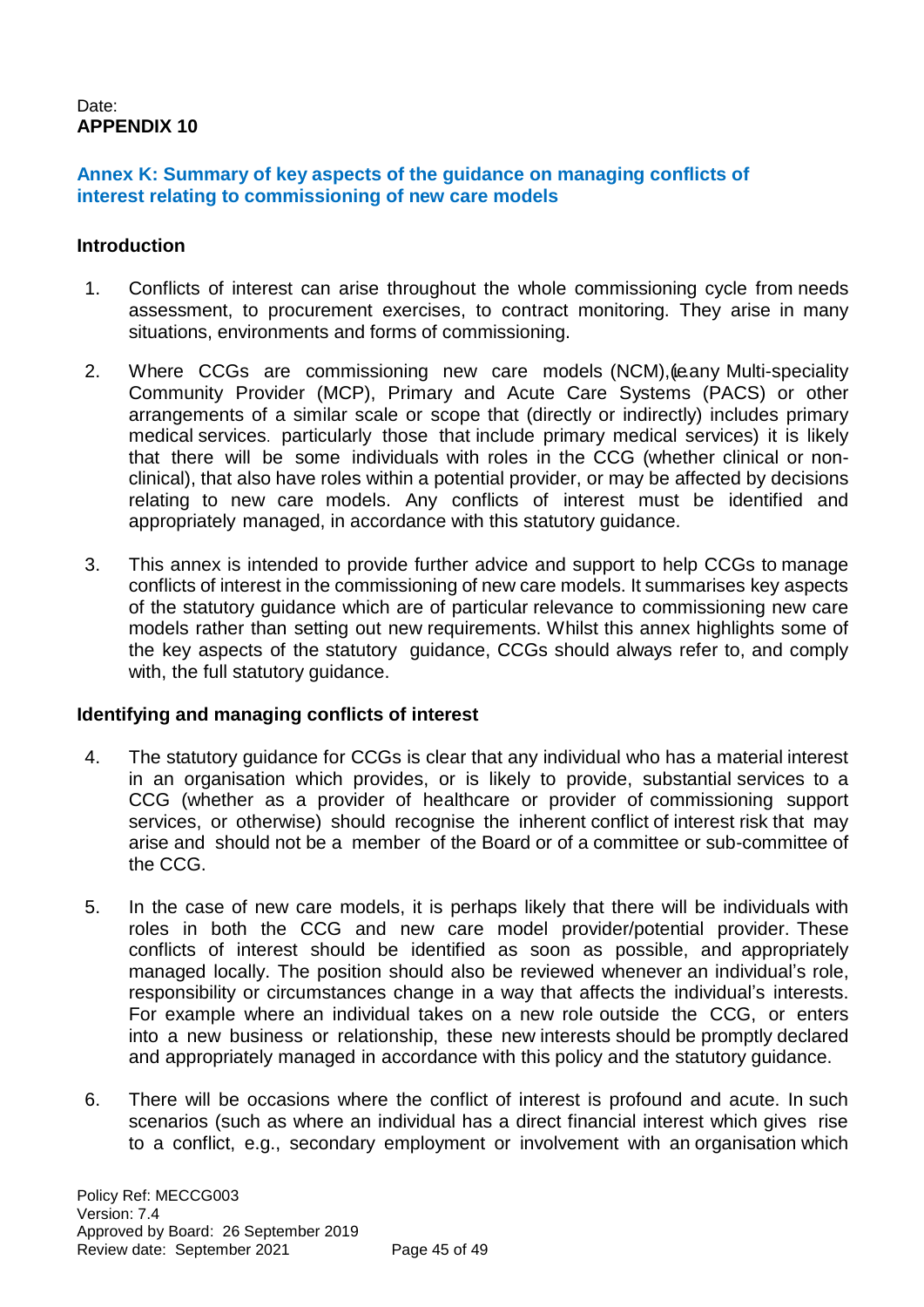Date:
**APPENDIX 10**

## Annex K: Summary of key aspects of the guidance on managing conflicts of interest relating to commissioning of new care models

### Introduction

1. Conflicts of interest can arise throughout the whole commissioning cycle from needs assessment, to procurement exercises, to contract monitoring. They arise in many situations, environments and forms of commissioning.

2. Where CCGs are commissioning new care models (NCM), (i.e. any Multi-speciality Community Provider (MCP), Primary and Acute Care Systems (PACS) or other arrangements of a similar scale or scope that (directly or indirectly) includes primary medical services. particularly those that include primary medical services) it is likely that there will be some individuals with roles in the CCG (whether clinical or non-clinical), that also have roles within a potential provider, or may be affected by decisions relating to new care models. Any conflicts of interest must be identified and appropriately managed, in accordance with this statutory guidance.

3. This annex is intended to provide further advice and support to help CCGs to manage conflicts of interest in the commissioning of new care models. It summarises key aspects of the statutory guidance which are of particular relevance to commissioning new care models rather than setting out new requirements. Whilst this annex highlights some of the key aspects of the statutory guidance, CCGs should always refer to, and comply with, the full statutory guidance.

### Identifying and managing conflicts of interest

4. The statutory guidance for CCGs is clear that any individual who has a material interest in an organisation which provides, or is likely to provide, substantial services to a CCG (whether as a provider of healthcare or provider of commissioning support services, or otherwise) should recognise the inherent conflict of interest risk that may arise and should not be a member of the Board or of a committee or sub-committee of the CCG.

5. In the case of new care models, it is perhaps likely that there will be individuals with roles in both the CCG and new care model provider/potential provider. These conflicts of interest should be identified as soon as possible, and appropriately managed locally. The position should also be reviewed whenever an individual's role, responsibility or circumstances change in a way that affects the individual's interests. For example where an individual takes on a new role outside the CCG, or enters into a new business or relationship, these new interests should be promptly declared and appropriately managed in accordance with this policy and the statutory guidance.

6. There will be occasions where the conflict of interest is profound and acute. In such scenarios (such as where an individual has a direct financial interest which gives rise to a conflict, e.g., secondary employment or involvement with an organisation which

Policy Ref: MECCG003
Version: 7.4
Approved by Board: 26 September 2019
Review date: September 2021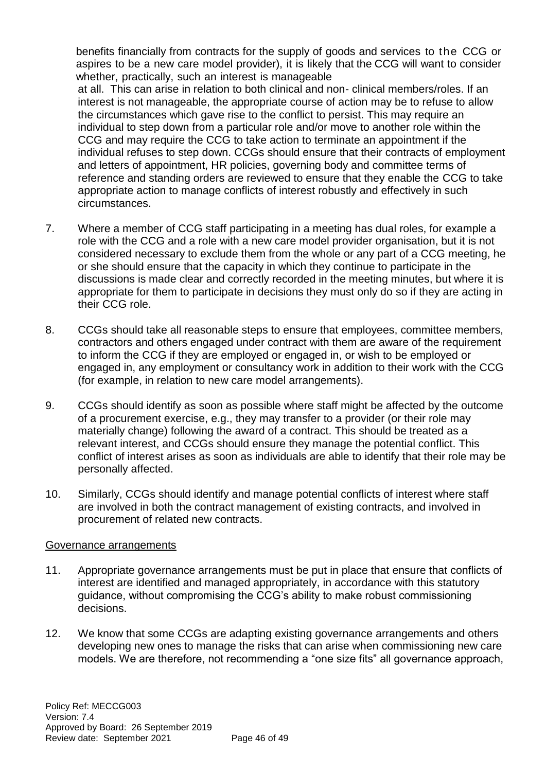benefits financially from contracts for the supply of goods and services to the CCG or aspires to be a new care model provider), it is likely that the CCG will want to consider whether, practically, such an interest is manageable at all. This can arise in relation to both clinical and non- clinical members/roles. If an interest is not manageable, the appropriate course of action may be to refuse to allow the circumstances which gave rise to the conflict to persist. This may require an individual to step down from a particular role and/or move to another role within the CCG and may require the CCG to take action to terminate an appointment if the individual refuses to step down. CCGs should ensure that their contracts of employment and letters of appointment, HR policies, governing body and committee terms of reference and standing orders are reviewed to ensure that they enable the CCG to take appropriate action to manage conflicts of interest robustly and effectively in such circumstances.

7. Where a member of CCG staff participating in a meeting has dual roles, for example a role with the CCG and a role with a new care model provider organisation, but it is not considered necessary to exclude them from the whole or any part of a CCG meeting, he or she should ensure that the capacity in which they continue to participate in the discussions is made clear and correctly recorded in the meeting minutes, but where it is appropriate for them to participate in decisions they must only do so if they are acting in their CCG role.

8. CCGs should take all reasonable steps to ensure that employees, committee members, contractors and others engaged under contract with them are aware of the requirement to inform the CCG if they are employed or engaged in, or wish to be employed or engaged in, any employment or consultancy work in addition to their work with the CCG (for example, in relation to new care model arrangements).

9. CCGs should identify as soon as possible where staff might be affected by the outcome of a procurement exercise, e.g., they may transfer to a provider (or their role may materially change) following the award of a contract. This should be treated as a relevant interest, and CCGs should ensure they manage the potential conflict. This conflict of interest arises as soon as individuals are able to identify that their role may be personally affected.

10. Similarly, CCGs should identify and manage potential conflicts of interest where staff are involved in both the contract management of existing contracts, and involved in procurement of related new contracts.

Governance arrangements

11. Appropriate governance arrangements must be put in place that ensure that conflicts of interest are identified and managed appropriately, in accordance with this statutory guidance, without compromising the CCG's ability to make robust commissioning decisions.

12. We know that some CCGs are adapting existing governance arrangements and others developing new ones to manage the risks that can arise when commissioning new care models. We are therefore, not recommending a "one size fits" all governance approach,

Policy Ref: MECCG003
Version: 7.4
Approved by Board: 26 September 2019
Review date: September 2021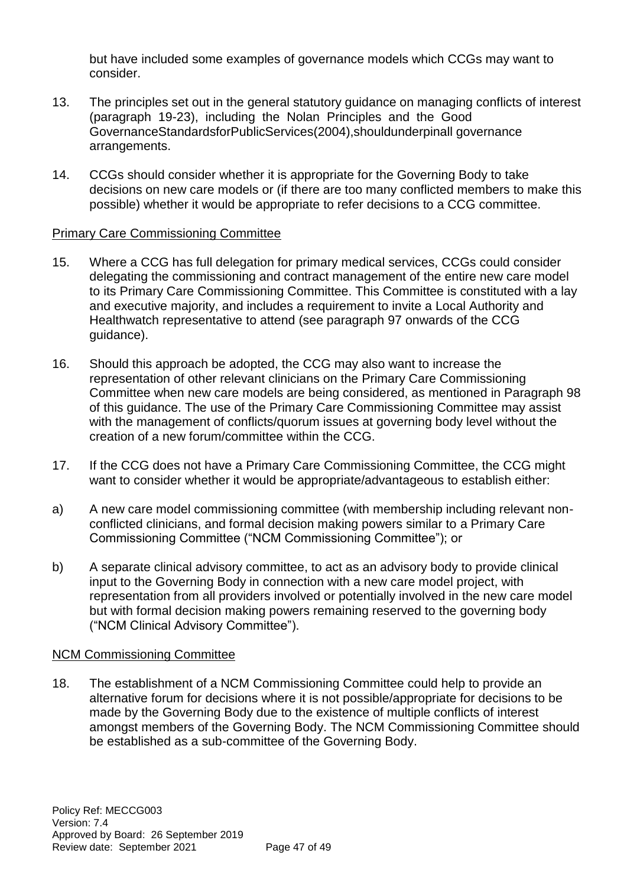but have included some examples of governance models which CCGs may want to consider.

13. The principles set out in the general statutory guidance on managing conflicts of interest (paragraph 19-23), including the Nolan Principles and the Good GovernanceStandardsforPublicServices(2004),shouldunderpinall governance arrangements.

14. CCGs should consider whether it is appropriate for the Governing Body to take decisions on new care models or (if there are too many conflicted members to make this possible) whether it would be appropriate to refer decisions to a CCG committee.

<u>Primary Care Commissioning Committee</u>

15. Where a CCG has full delegation for primary medical services, CCGs could consider delegating the commissioning and contract management of the entire new care model to its Primary Care Commissioning Committee. This Committee is constituted with a lay and executive majority, and includes a requirement to invite a Local Authority and Healthwatch representative to attend (see paragraph 97 onwards of the CCG guidance).

16. Should this approach be adopted, the CCG may also want to increase the representation of other relevant clinicians on the Primary Care Commissioning Committee when new care models are being considered, as mentioned in Paragraph 98 of this guidance. The use of the Primary Care Commissioning Committee may assist with the management of conflicts/quorum issues at governing body level without the creation of a new forum/committee within the CCG.

17. If the CCG does not have a Primary Care Commissioning Committee, the CCG might want to consider whether it would be appropriate/advantageous to establish either:

a) A new care model commissioning committee (with membership including relevant non-conflicted clinicians, and formal decision making powers similar to a Primary Care Commissioning Committee ("NCM Commissioning Committee"); or

b) A separate clinical advisory committee, to act as an advisory body to provide clinical input to the Governing Body in connection with a new care model project, with representation from all providers involved or potentially involved in the new care model but with formal decision making powers remaining reserved to the governing body ("NCM Clinical Advisory Committee").

<u>NCM Commissioning Committee</u>

18. The establishment of a NCM Commissioning Committee could help to provide an alternative forum for decisions where it is not possible/appropriate for decisions to be made by the Governing Body due to the existence of multiple conflicts of interest amongst members of the Governing Body. The NCM Commissioning Committee should be established as a sub-committee of the Governing Body.

Policy Ref: MECCG003
Version: 7.4
Approved by Board: 26 September 2019
Review date: September 2021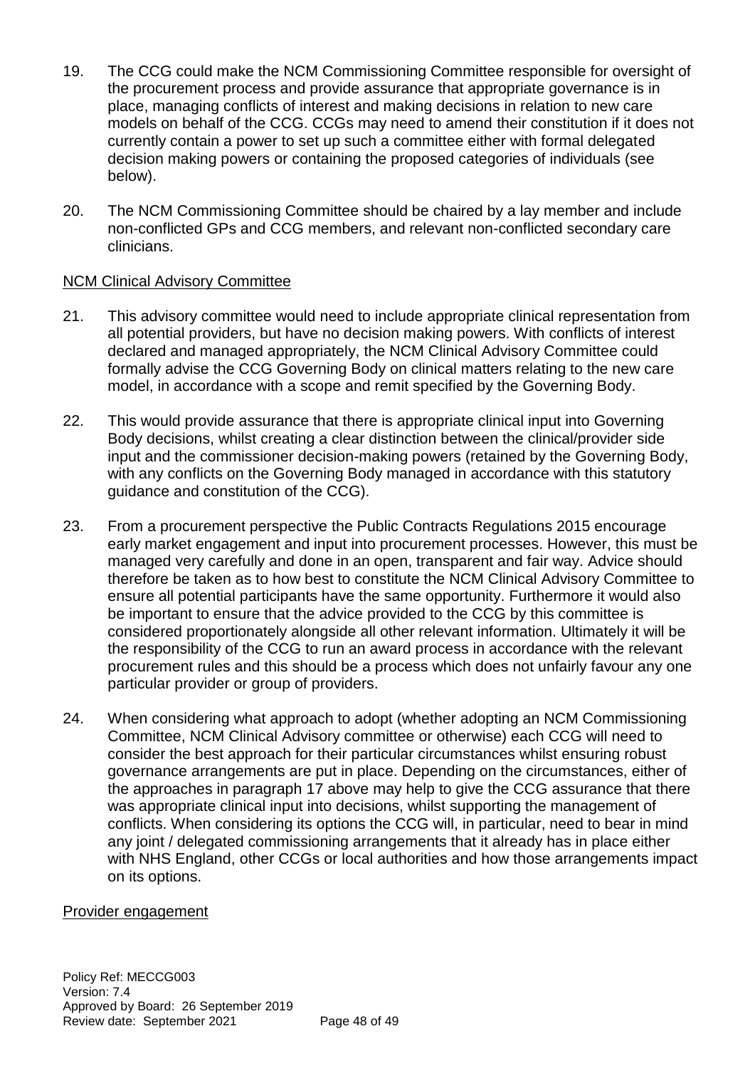19. The CCG could make the NCM Commissioning Committee responsible for oversight of the procurement process and provide assurance that appropriate governance is in place, managing conflicts of interest and making decisions in relation to new care models on behalf of the CCG. CCGs may need to amend their constitution if it does not currently contain a power to set up such a committee either with formal delegated decision making powers or containing the proposed categories of individuals (see below).

20. The NCM Commissioning Committee should be chaired by a lay member and include non-conflicted GPs and CCG members, and relevant non-conflicted secondary care clinicians.

NCM Clinical Advisory Committee

21. This advisory committee would need to include appropriate clinical representation from all potential providers, but have no decision making powers. With conflicts of interest declared and managed appropriately, the NCM Clinical Advisory Committee could formally advise the CCG Governing Body on clinical matters relating to the new care model, in accordance with a scope and remit specified by the Governing Body.

22. This would provide assurance that there is appropriate clinical input into Governing Body decisions, whilst creating a clear distinction between the clinical/provider side input and the commissioner decision-making powers (retained by the Governing Body, with any conflicts on the Governing Body managed in accordance with this statutory guidance and constitution of the CCG).

23. From a procurement perspective the Public Contracts Regulations 2015 encourage early market engagement and input into procurement processes. However, this must be managed very carefully and done in an open, transparent and fair way. Advice should therefore be taken as to how best to constitute the NCM Clinical Advisory Committee to ensure all potential participants have the same opportunity. Furthermore it would also be important to ensure that the advice provided to the CCG by this committee is considered proportionately alongside all other relevant information. Ultimately it will be the responsibility of the CCG to run an award process in accordance with the relevant procurement rules and this should be a process which does not unfairly favour any one particular provider or group of providers.

24. When considering what approach to adopt (whether adopting an NCM Commissioning Committee, NCM Clinical Advisory committee or otherwise) each CCG will need to consider the best approach for their particular circumstances whilst ensuring robust governance arrangements are put in place. Depending on the circumstances, either of the approaches in paragraph 17 above may help to give the CCG assurance that there was appropriate clinical input into decisions, whilst supporting the management of conflicts. When considering its options the CCG will, in particular, need to bear in mind any joint / delegated commissioning arrangements that it already has in place either with NHS England, other CCGs or local authorities and how those arrangements impact on its options.

Provider engagement

Policy Ref: MECCG003
Version: 7.4
Approved by Board: 26 September 2019
Review date: September 2021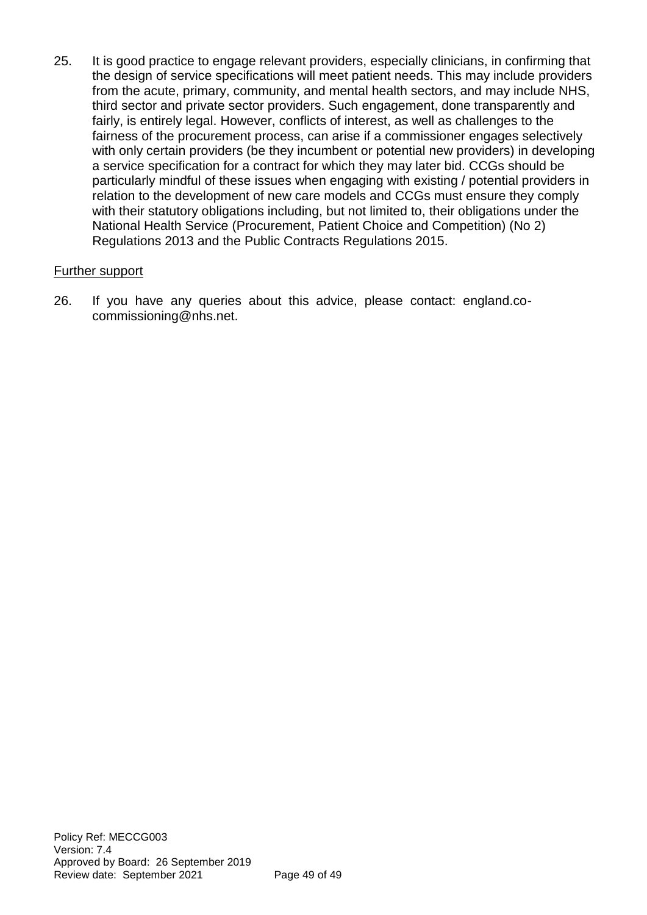25. It is good practice to engage relevant providers, especially clinicians, in confirming that the design of service specifications will meet patient needs. This may include providers from the acute, primary, community, and mental health sectors, and may include NHS, third sector and private sector providers. Such engagement, done transparently and fairly, is entirely legal. However, conflicts of interest, as well as challenges to the fairness of the procurement process, can arise if a commissioner engages selectively with only certain providers (be they incumbent or potential new providers) in developing a service specification for a contract for which they may later bid. CCGs should be particularly mindful of these issues when engaging with existing / potential providers in relation to the development of new care models and CCGs must ensure they comply with their statutory obligations including, but not limited to, their obligations under the National Health Service (Procurement, Patient Choice and Competition) (No 2) Regulations 2013 and the Public Contracts Regulations 2015.

Further support

26. If you have any queries about this advice, please contact: england.co-commissioning@nhs.net.

Policy Ref: MECCG003
Version: 7.4
Approved by Board: 26 September 2019
Review date: September 2021